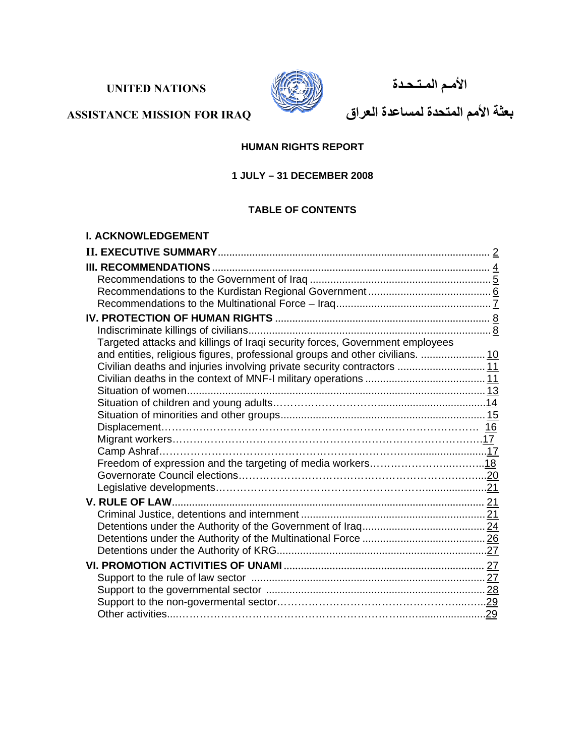**UNITED NATIONS**

**ASSISTANCE MISSION FOR IRAQ**

**الأمـم المتـحـدة**

**بعثة الأمم المتحدة لمساعدة العراق**

**HUMAN RIGHTS REPORT**

**1 JULY – 31 DECEMBER 2008**

**TABLE OF CONTENTS**

**I. ACKNOWLEDGEMENT**

**II. EXECUTIVE SUMMARY** .......... 2

**III. RECOMMENDATIONS** .......... 4
- Recommendations to the Government of Iraq .......... 5
- Recommendations to the Kurdistan Regional Government .......... 6
- Recommendations to the Multinational Force – Iraq .......... 7

**IV. PROTECTION OF HUMAN RIGHTS** .......... 8
- Indiscriminate killings of civilians .......... 8
- Targeted attacks and killings of Iraqi security forces, Government employees and entities, religious figures, professional groups and other civilians. .......... 10
- Civilian deaths and injuries involving private security contractors .......... 11
- Civilian deaths in the context of MNF-I military operations .......... 11
- Situation of women .......... 13
- Situation of children and young adults .......... 14
- Situation of minorities and other groups .......... 15
- Displacement .......... 16
- Migrant workers .......... 17
- Camp Ashraf .......... 17
- Freedom of expression and the targeting of media workers .......... 18
- Governorate Council elections .......... 20
- Legislative developments .......... 21

**V. RULE OF LAW** .......... 21
- Criminal Justice, detentions and internment .......... 21
- Detentions under the Authority of the Government of Iraq .......... 24
- Detentions under the Authority of the Multinational Force .......... 26
- Detentions under the Authority of KRG .......... 27

**VI. PROMOTION ACTIVITIES OF UNAMI** .......... 27
- Support to the rule of law sector .......... 27
- Support to the governmental sector .......... 28
- Support to the non-govermental sector .......... 29
- Other activities .......... 29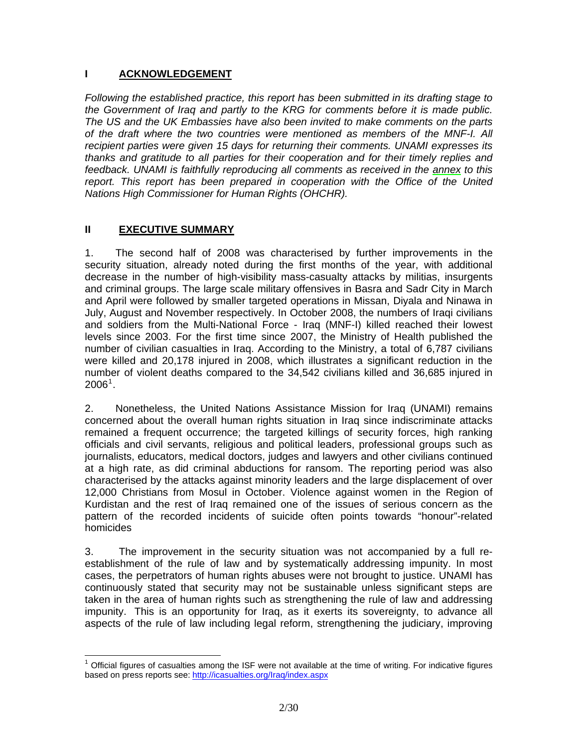## I ACKNOWLEDGEMENT

*Following the established practice, this report has been submitted in its drafting stage to the Government of Iraq and partly to the KRG for comments before it is made public. The US and the UK Embassies have also been invited to make comments on the parts of the draft where the two countries were mentioned as members of the MNF-I. All recipient parties were given 15 days for returning their comments. UNAMI expresses its thanks and gratitude to all parties for their cooperation and for their timely replies and feedback. UNAMI is faithfully reproducing all comments as received in the annex to this report. This report has been prepared in cooperation with the Office of the United Nations High Commissioner for Human Rights (OHCHR).*

## II EXECUTIVE SUMMARY

1. The second half of 2008 was characterised by further improvements in the security situation, already noted during the first months of the year, with additional decrease in the number of high-visibility mass-casualty attacks by militias, insurgents and criminal groups. The large scale military offensives in Basra and Sadr City in March and April were followed by smaller targeted operations in Missan, Diyala and Ninawa in July, August and November respectively. In October 2008, the numbers of Iraqi civilians and soldiers from the Multi-National Force - Iraq (MNF-I) killed reached their lowest levels since 2003. For the first time since 2007, the Ministry of Health published the number of civilian casualties in Iraq. According to the Ministry, a total of 6,787 civilians were killed and 20,178 injured in 2008, which illustrates a significant reduction in the number of violent deaths compared to the 34,542 civilians killed and 36,685 injured in 2006[1].

2. Nonetheless, the United Nations Assistance Mission for Iraq (UNAMI) remains concerned about the overall human rights situation in Iraq since indiscriminate attacks remained a frequent occurrence; the targeted killings of security forces, high ranking officials and civil servants, religious and political leaders, professional groups such as journalists, educators, medical doctors, judges and lawyers and other civilians continued at a high rate, as did criminal abductions for ransom. The reporting period was also characterised by the attacks against minority leaders and the large displacement of over 12,000 Christians from Mosul in October. Violence against women in the Region of Kurdistan and the rest of Iraq remained one of the issues of serious concern as the pattern of the recorded incidents of suicide often points towards "honour"-related homicides

3. The improvement in the security situation was not accompanied by a full re-establishment of the rule of law and by systematically addressing impunity. In most cases, the perpetrators of human rights abuses were not brought to justice. UNAMI has continuously stated that security may not be sustainable unless significant steps are taken in the area of human rights such as strengthening the rule of law and addressing impunity. This is an opportunity for Iraq, as it exerts its sovereignty, to advance all aspects of the rule of law including legal reform, strengthening the judiciary, improving

---

[1] Official figures of casualties among the ISF were not available at the time of writing. For indicative figures based on press reports see: http://icasualties.org/Iraq/index.aspx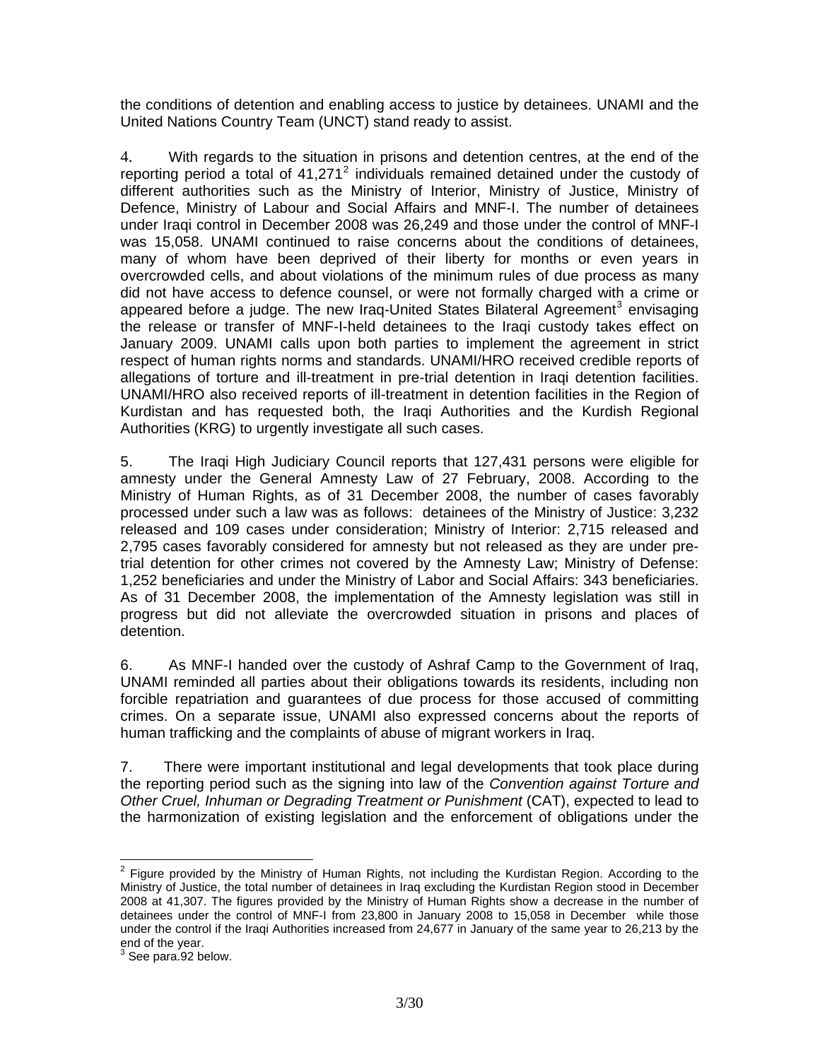the conditions of detention and enabling access to justice by detainees. UNAMI and the United Nations Country Team (UNCT) stand ready to assist.

4. With regards to the situation in prisons and detention centres, at the end of the reporting period a total of 41,271[2] individuals remained detained under the custody of different authorities such as the Ministry of Interior, Ministry of Justice, Ministry of Defence, Ministry of Labour and Social Affairs and MNF-I. The number of detainees under Iraqi control in December 2008 was 26,249 and those under the control of MNF-I was 15,058. UNAMI continued to raise concerns about the conditions of detainees, many of whom have been deprived of their liberty for months or even years in overcrowded cells, and about violations of the minimum rules of due process as many did not have access to defence counsel, or were not formally charged with a crime or appeared before a judge. The new Iraq-United States Bilateral Agreement[3] envisaging the release or transfer of MNF-I-held detainees to the Iraqi custody takes effect on January 2009. UNAMI calls upon both parties to implement the agreement in strict respect of human rights norms and standards. UNAMI/HRO received credible reports of allegations of torture and ill-treatment in pre-trial detention in Iraqi detention facilities. UNAMI/HRO also received reports of ill-treatment in detention facilities in the Region of Kurdistan and has requested both, the Iraqi Authorities and the Kurdish Regional Authorities (KRG) to urgently investigate all such cases.

5. The Iraqi High Judiciary Council reports that 127,431 persons were eligible for amnesty under the General Amnesty Law of 27 February, 2008. According to the Ministry of Human Rights, as of 31 December 2008, the number of cases favorably processed under such a law was as follows: detainees of the Ministry of Justice: 3,232 released and 109 cases under consideration; Ministry of Interior: 2,715 released and 2,795 cases favorably considered for amnesty but not released as they are under pre-trial detention for other crimes not covered by the Amnesty Law; Ministry of Defense: 1,252 beneficiaries and under the Ministry of Labor and Social Affairs: 343 beneficiaries. As of 31 December 2008, the implementation of the Amnesty legislation was still in progress but did not alleviate the overcrowded situation in prisons and places of detention.

6. As MNF-I handed over the custody of Ashraf Camp to the Government of Iraq, UNAMI reminded all parties about their obligations towards its residents, including non forcible repatriation and guarantees of due process for those accused of committing crimes. On a separate issue, UNAMI also expressed concerns about the reports of human trafficking and the complaints of abuse of migrant workers in Iraq.

7. There were important institutional and legal developments that took place during the reporting period such as the signing into law of the *Convention against Torture and Other Cruel, Inhuman or Degrading Treatment or Punishment* (CAT), expected to lead to the harmonization of existing legislation and the enforcement of obligations under the

---

[2] Figure provided by the Ministry of Human Rights, not including the Kurdistan Region. According to the Ministry of Justice, the total number of detainees in Iraq excluding the Kurdistan Region stood in December 2008 at 41,307. The figures provided by the Ministry of Human Rights show a decrease in the number of detainees under the control of MNF-I from 23,800 in January 2008 to 15,058 in December while those under the control if the Iraqi Authorities increased from 24,677 in January of the same year to 26,213 by the end of the year.

[3] See para.92 below.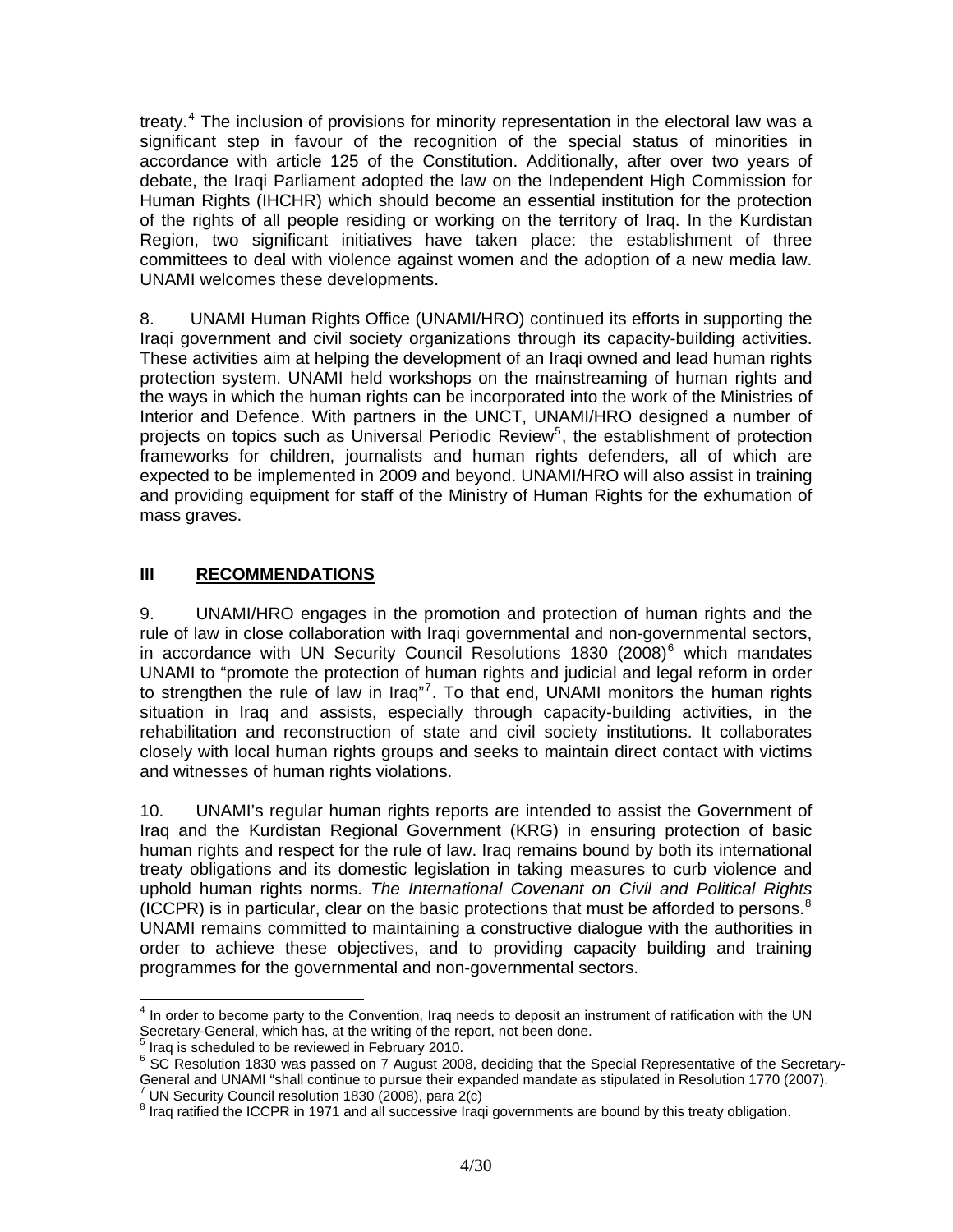treaty.[4] The inclusion of provisions for minority representation in the electoral law was a significant step in favour of the recognition of the special status of minorities in accordance with article 125 of the Constitution. Additionally, after over two years of debate, the Iraqi Parliament adopted the law on the Independent High Commission for Human Rights (IHCHR) which should become an essential institution for the protection of the rights of all people residing or working on the territory of Iraq. In the Kurdistan Region, two significant initiatives have taken place: the establishment of three committees to deal with violence against women and the adoption of a new media law. UNAMI welcomes these developments.

8. UNAMI Human Rights Office (UNAMI/HRO) continued its efforts in supporting the Iraqi government and civil society organizations through its capacity-building activities. These activities aim at helping the development of an Iraqi owned and lead human rights protection system. UNAMI held workshops on the mainstreaming of human rights and the ways in which the human rights can be incorporated into the work of the Ministries of Interior and Defence. With partners in the UNCT, UNAMI/HRO designed a number of projects on topics such as Universal Periodic Review[5], the establishment of protection frameworks for children, journalists and human rights defenders, all of which are expected to be implemented in 2009 and beyond. UNAMI/HRO will also assist in training and providing equipment for staff of the Ministry of Human Rights for the exhumation of mass graves.

## III RECOMMENDATIONS

9. UNAMI/HRO engages in the promotion and protection of human rights and the rule of law in close collaboration with Iraqi governmental and non-governmental sectors, in accordance with UN Security Council Resolutions 1830 (2008)[6] which mandates UNAMI to "promote the protection of human rights and judicial and legal reform in order to strengthen the rule of law in Iraq"[7]. To that end, UNAMI monitors the human rights situation in Iraq and assists, especially through capacity-building activities, in the rehabilitation and reconstruction of state and civil society institutions. It collaborates closely with local human rights groups and seeks to maintain direct contact with victims and witnesses of human rights violations.

10. UNAMI's regular human rights reports are intended to assist the Government of Iraq and the Kurdistan Regional Government (KRG) in ensuring protection of basic human rights and respect for the rule of law. Iraq remains bound by both its international treaty obligations and its domestic legislation in taking measures to curb violence and uphold human rights norms. *The International Covenant on Civil and Political Rights* (ICCPR) is in particular, clear on the basic protections that must be afforded to persons.[8] UNAMI remains committed to maintaining a constructive dialogue with the authorities in order to achieve these objectives, and to providing capacity building and training programmes for the governmental and non-governmental sectors.

---

[4] In order to become party to the Convention, Iraq needs to deposit an instrument of ratification with the UN Secretary-General, which has, at the writing of the report, not been done.

[5] Iraq is scheduled to be reviewed in February 2010.

[6] SC Resolution 1830 was passed on 7 August 2008, deciding that the Special Representative of the Secretary-General and UNAMI "shall continue to pursue their expanded mandate as stipulated in Resolution 1770 (2007).

[7] UN Security Council resolution 1830 (2008), para 2(c)

[8] Iraq ratified the ICCPR in 1971 and all successive Iraqi governments are bound by this treaty obligation.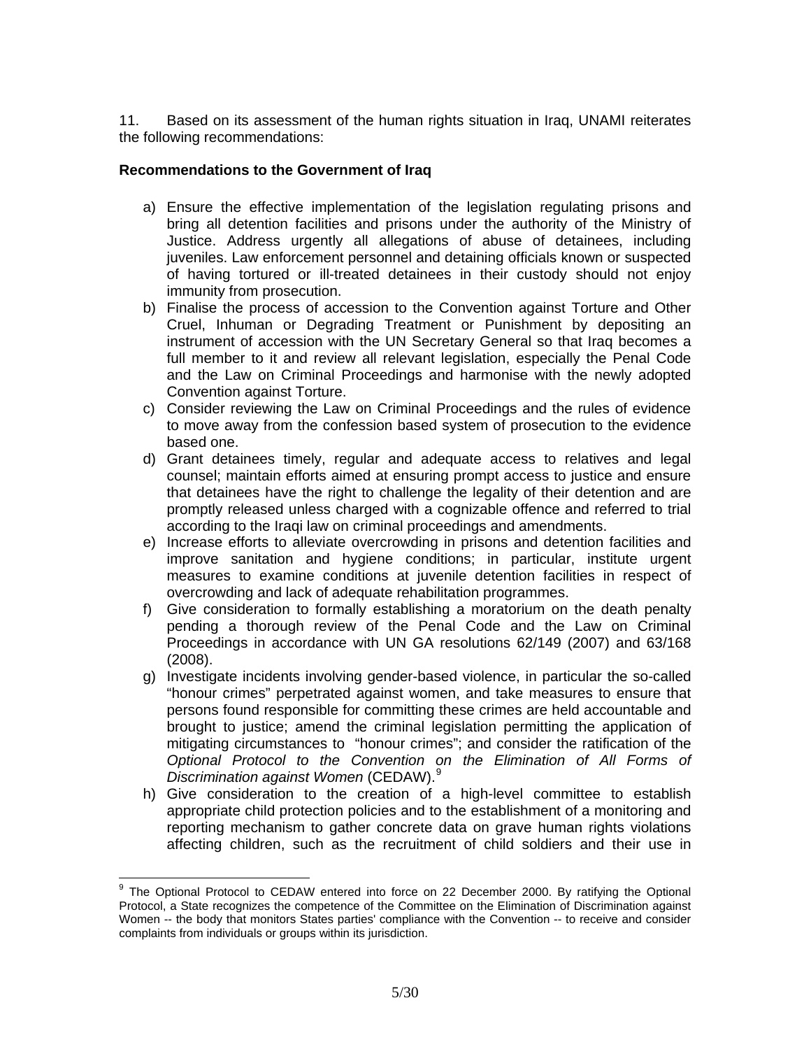11. Based on its assessment of the human rights situation in Iraq, UNAMI reiterates the following recommendations:

**Recommendations to the Government of Iraq**

a) Ensure the effective implementation of the legislation regulating prisons and bring all detention facilities and prisons under the authority of the Ministry of Justice. Address urgently all allegations of abuse of detainees, including juveniles. Law enforcement personnel and detaining officials known or suspected of having tortured or ill-treated detainees in their custody should not enjoy immunity from prosecution.
b) Finalise the process of accession to the Convention against Torture and Other Cruel, Inhuman or Degrading Treatment or Punishment by depositing an instrument of accession with the UN Secretary General so that Iraq becomes a full member to it and review all relevant legislation, especially the Penal Code and the Law on Criminal Proceedings and harmonise with the newly adopted Convention against Torture.
c) Consider reviewing the Law on Criminal Proceedings and the rules of evidence to move away from the confession based system of prosecution to the evidence based one.
d) Grant detainees timely, regular and adequate access to relatives and legal counsel; maintain efforts aimed at ensuring prompt access to justice and ensure that detainees have the right to challenge the legality of their detention and are promptly released unless charged with a cognizable offence and referred to trial according to the Iraqi law on criminal proceedings and amendments.
e) Increase efforts to alleviate overcrowding in prisons and detention facilities and improve sanitation and hygiene conditions; in particular, institute urgent measures to examine conditions at juvenile detention facilities in respect of overcrowding and lack of adequate rehabilitation programmes.
f) Give consideration to formally establishing a moratorium on the death penalty pending a thorough review of the Penal Code and the Law on Criminal Proceedings in accordance with UN GA resolutions 62/149 (2007) and 63/168 (2008).
g) Investigate incidents involving gender-based violence, in particular the so-called "honour crimes" perpetrated against women, and take measures to ensure that persons found responsible for committing these crimes are held accountable and brought to justice; amend the criminal legislation permitting the application of mitigating circumstances to "honour crimes"; and consider the ratification of the *Optional Protocol to the Convention on the Elimination of All Forms of Discrimination against Women* (CEDAW).[9]
h) Give consideration to the creation of a high-level committee to establish appropriate child protection policies and to the establishment of a monitoring and reporting mechanism to gather concrete data on grave human rights violations affecting children, such as the recruitment of child soldiers and their use in

---

[9] The Optional Protocol to CEDAW entered into force on 22 December 2000. By ratifying the Optional Protocol, a State recognizes the competence of the Committee on the Elimination of Discrimination against Women -- the body that monitors States parties' compliance with the Convention -- to receive and consider complaints from individuals or groups within its jurisdiction.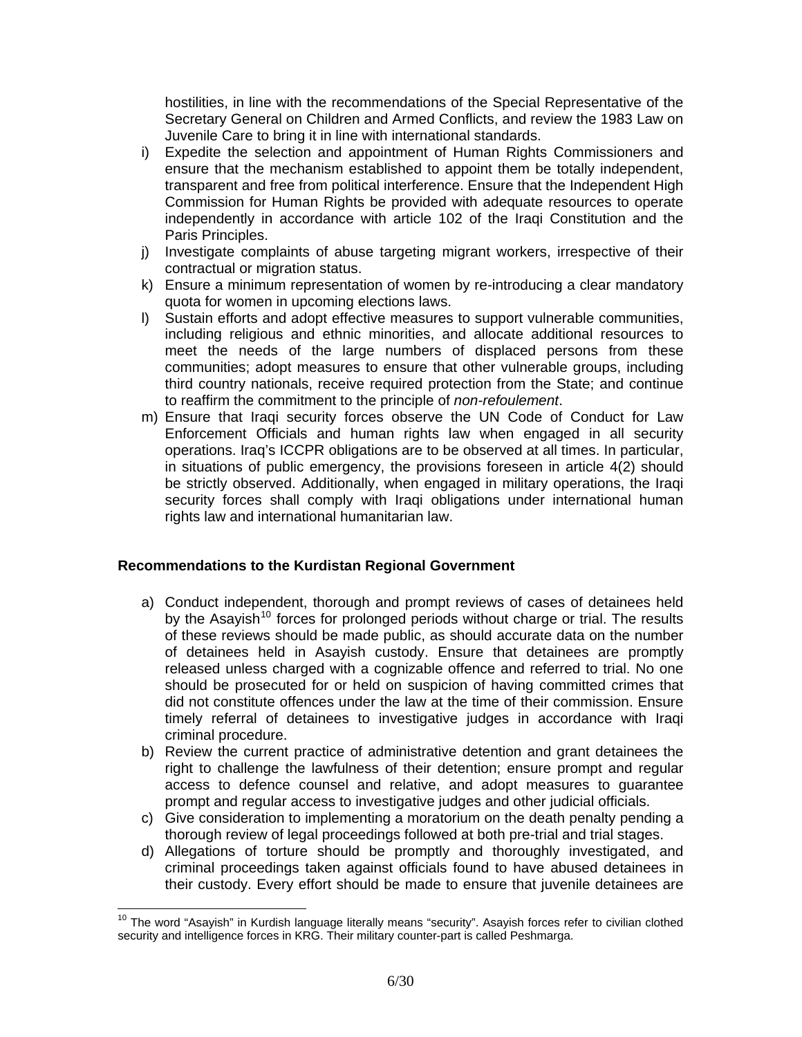hostilities, in line with the recommendations of the Special Representative of the Secretary General on Children and Armed Conflicts, and review the 1983 Law on Juvenile Care to bring it in line with international standards.

i) Expedite the selection and appointment of Human Rights Commissioners and ensure that the mechanism established to appoint them be totally independent, transparent and free from political interference. Ensure that the Independent High Commission for Human Rights be provided with adequate resources to operate independently in accordance with article 102 of the Iraqi Constitution and the Paris Principles.
j) Investigate complaints of abuse targeting migrant workers, irrespective of their contractual or migration status.
k) Ensure a minimum representation of women by re-introducing a clear mandatory quota for women in upcoming elections laws.
l) Sustain efforts and adopt effective measures to support vulnerable communities, including religious and ethnic minorities, and allocate additional resources to meet the needs of the large numbers of displaced persons from these communities; adopt measures to ensure that other vulnerable groups, including third country nationals, receive required protection from the State; and continue to reaffirm the commitment to the principle of *non-refoulement*.
m) Ensure that Iraqi security forces observe the UN Code of Conduct for Law Enforcement Officials and human rights law when engaged in all security operations. Iraq's ICCPR obligations are to be observed at all times. In particular, in situations of public emergency, the provisions foreseen in article 4(2) should be strictly observed. Additionally, when engaged in military operations, the Iraqi security forces shall comply with Iraqi obligations under international human rights law and international humanitarian law.

**Recommendations to the Kurdistan Regional Government**

a) Conduct independent, thorough and prompt reviews of cases of detainees held by the Asayish[10] forces for prolonged periods without charge or trial. The results of these reviews should be made public, as should accurate data on the number of detainees held in Asayish custody. Ensure that detainees are promptly released unless charged with a cognizable offence and referred to trial. No one should be prosecuted for or held on suspicion of having committed crimes that did not constitute offences under the law at the time of their commission. Ensure timely referral of detainees to investigative judges in accordance with Iraqi criminal procedure.
b) Review the current practice of administrative detention and grant detainees the right to challenge the lawfulness of their detention; ensure prompt and regular access to defence counsel and relative, and adopt measures to guarantee prompt and regular access to investigative judges and other judicial officials.
c) Give consideration to implementing a moratorium on the death penalty pending a thorough review of legal proceedings followed at both pre-trial and trial stages.
d) Allegations of torture should be promptly and thoroughly investigated, and criminal proceedings taken against officials found to have abused detainees in their custody. Every effort should be made to ensure that juvenile detainees are

---

[10] The word "Asayish" in Kurdish language literally means "security". Asayish forces refer to civilian clothed security and intelligence forces in KRG. Their military counter-part is called Peshmarga.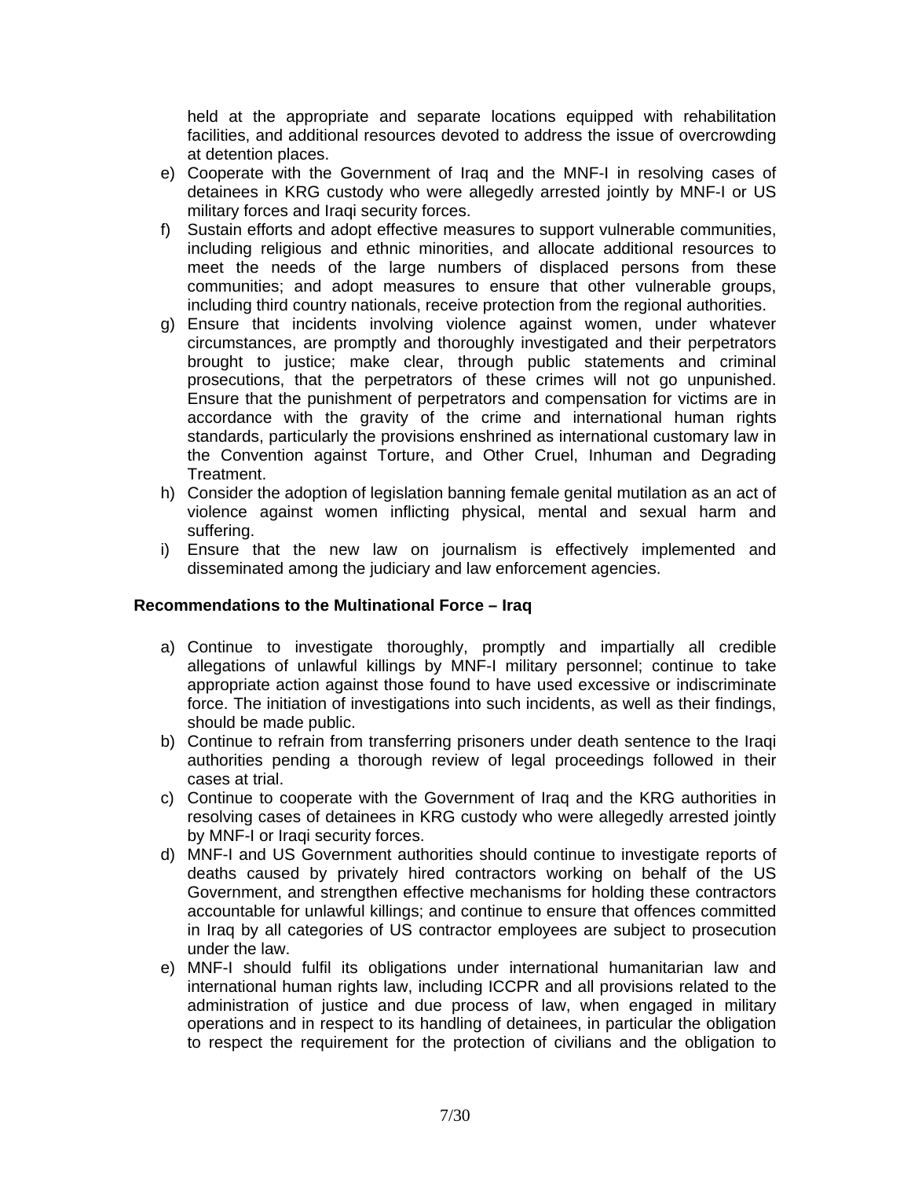held at the appropriate and separate locations equipped with rehabilitation facilities, and additional resources devoted to address the issue of overcrowding at detention places.

e) Cooperate with the Government of Iraq and the MNF-I in resolving cases of detainees in KRG custody who were allegedly arrested jointly by MNF-I or US military forces and Iraqi security forces.
f) Sustain efforts and adopt effective measures to support vulnerable communities, including religious and ethnic minorities, and allocate additional resources to meet the needs of the large numbers of displaced persons from these communities; and adopt measures to ensure that other vulnerable groups, including third country nationals, receive protection from the regional authorities.
g) Ensure that incidents involving violence against women, under whatever circumstances, are promptly and thoroughly investigated and their perpetrators brought to justice; make clear, through public statements and criminal prosecutions, that the perpetrators of these crimes will not go unpunished. Ensure that the punishment of perpetrators and compensation for victims are in accordance with the gravity of the crime and international human rights standards, particularly the provisions enshrined as international customary law in the Convention against Torture, and Other Cruel, Inhuman and Degrading Treatment.
h) Consider the adoption of legislation banning female genital mutilation as an act of violence against women inflicting physical, mental and sexual harm and suffering.
i) Ensure that the new law on journalism is effectively implemented and disseminated among the judiciary and law enforcement agencies.

**Recommendations to the Multinational Force – Iraq**

a) Continue to investigate thoroughly, promptly and impartially all credible allegations of unlawful killings by MNF-I military personnel; continue to take appropriate action against those found to have used excessive or indiscriminate force. The initiation of investigations into such incidents, as well as their findings, should be made public.
b) Continue to refrain from transferring prisoners under death sentence to the Iraqi authorities pending a thorough review of legal proceedings followed in their cases at trial.
c) Continue to cooperate with the Government of Iraq and the KRG authorities in resolving cases of detainees in KRG custody who were allegedly arrested jointly by MNF-I or Iraqi security forces.
d) MNF-I and US Government authorities should continue to investigate reports of deaths caused by privately hired contractors working on behalf of the US Government, and strengthen effective mechanisms for holding these contractors accountable for unlawful killings; and continue to ensure that offences committed in Iraq by all categories of US contractor employees are subject to prosecution under the law.
e) MNF-I should fulfil its obligations under international humanitarian law and international human rights law, including ICCPR and all provisions related to the administration of justice and due process of law, when engaged in military operations and in respect to its handling of detainees, in particular the obligation to respect the requirement for the protection of civilians and the obligation to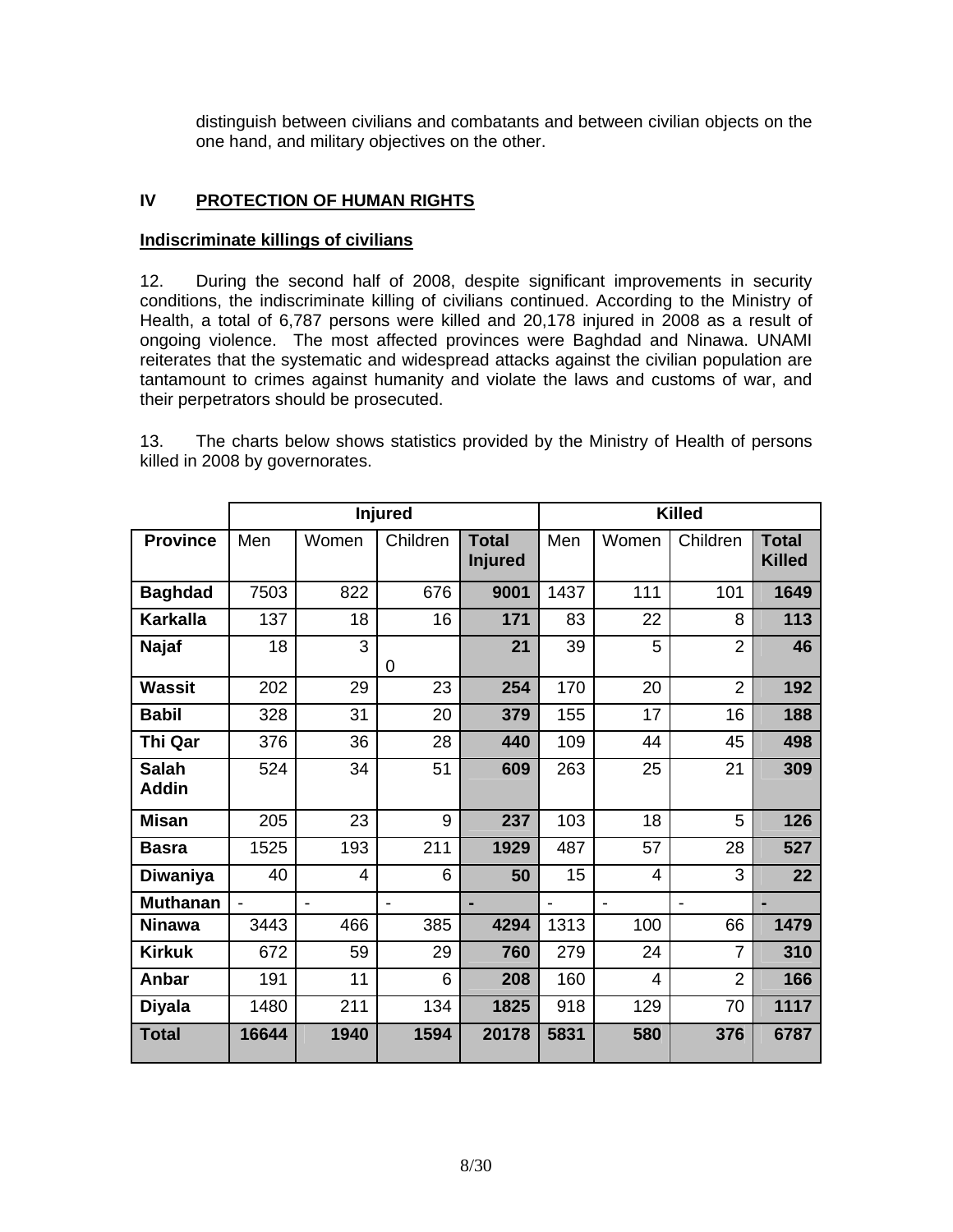distinguish between civilians and combatants and between civilian objects on the one hand, and military objectives on the other.

## IV PROTECTION OF HUMAN RIGHTS

### Indiscriminate killings of civilians

12. During the second half of 2008, despite significant improvements in security conditions, the indiscriminate killing of civilians continued. According to the Ministry of Health, a total of 6,787 persons were killed and 20,178 injured in 2008 as a result of ongoing violence. The most affected provinces were Baghdad and Ninawa. UNAMI reiterates that the systematic and widespread attacks against the civilian population are tantamount to crimes against humanity and violate the laws and customs of war, and their perpetrators should be prosecuted.

13. The charts below shows statistics provided by the Ministry of Health of persons killed in 2008 by governorates.

| | Injured | | | | Killed | | | |
|---|---|---|---|---|---|---|---|---|
| **Province** | Men | Women | Children | **Total Injured** | Men | Women | Children | **Total Killed** |
| **Baghdad** | 7503 | 822 | 676 | **9001** | 1437 | 111 | 101 | **1649** |
| **Karkalla** | 137 | 18 | 16 | **171** | 83 | 22 | 8 | **113** |
| **Najaf** | 18 | 3 | 0 | **21** | 39 | 5 | 2 | **46** |
| **Wassit** | 202 | 29 | 23 | **254** | 170 | 20 | 2 | **192** |
| **Babil** | 328 | 31 | 20 | **379** | 155 | 17 | 16 | **188** |
| **Thi Qar** | 376 | 36 | 28 | **440** | 109 | 44 | 45 | **498** |
| **Salah Addin** | 524 | 34 | 51 | **609** | 263 | 25 | 21 | **309** |
| **Misan** | 205 | 23 | 9 | **237** | 103 | 18 | 5 | **126** |
| **Basra** | 1525 | 193 | 211 | **1929** | 487 | 57 | 28 | **527** |
| **Diwaniya** | 40 | 4 | 6 | **50** | 15 | 4 | 3 | **22** |
| **Muthanan** | - | - | - | **-** | - | - | - | **-** |
| **Ninawa** | 3443 | 466 | 385 | **4294** | 1313 | 100 | 66 | **1479** |
| **Kirkuk** | 672 | 59 | 29 | **760** | 279 | 24 | 7 | **310** |
| **Anbar** | 191 | 11 | 6 | **208** | 160 | 4 | 2 | **166** |
| **Diyala** | 1480 | 211 | 134 | **1825** | 918 | 129 | 70 | **1117** |
| **Total** | **16644** | **1940** | **1594** | **20178** | **5831** | **580** | **376** | **6787** |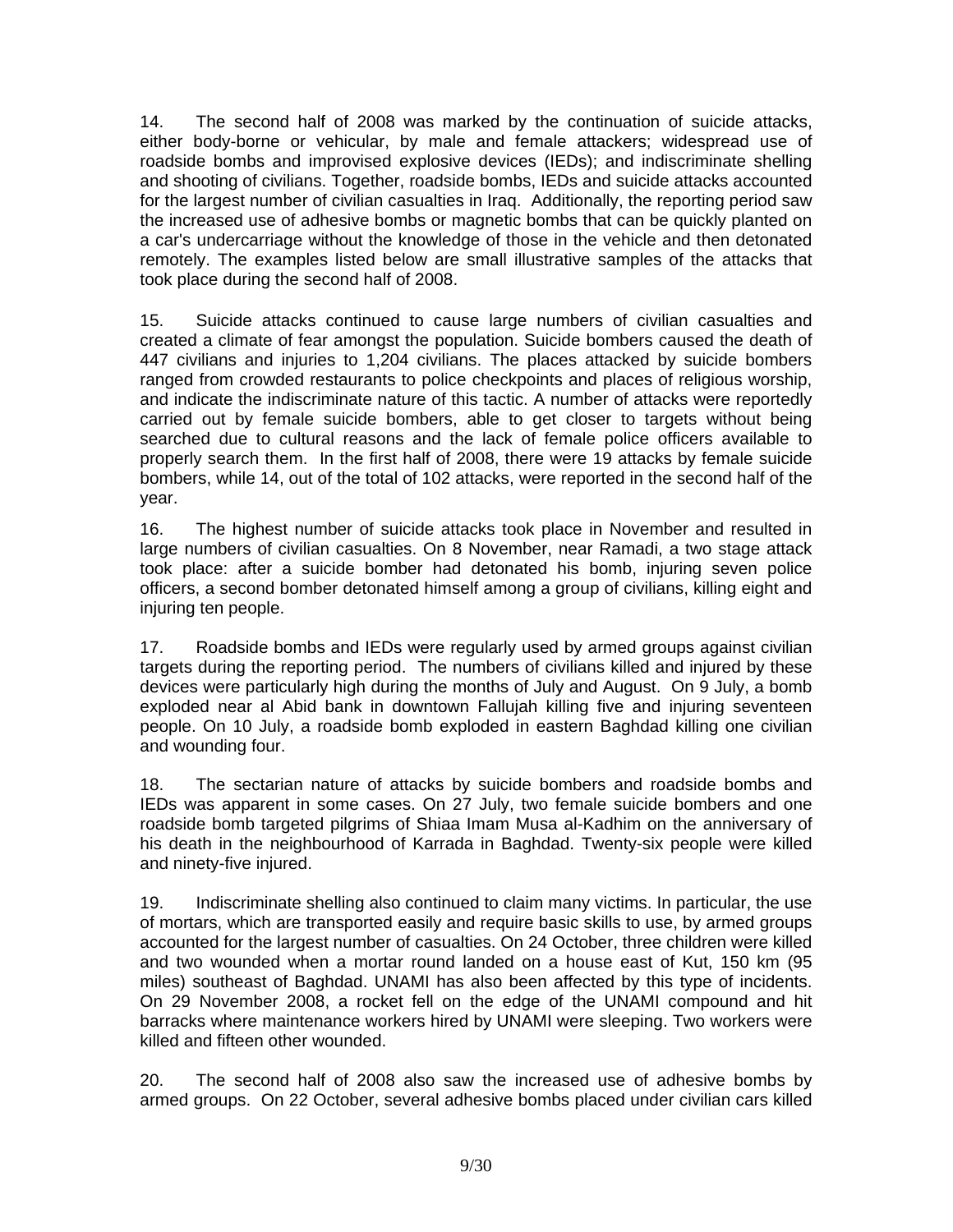14. The second half of 2008 was marked by the continuation of suicide attacks, either body-borne or vehicular, by male and female attackers; widespread use of roadside bombs and improvised explosive devices (IEDs); and indiscriminate shelling and shooting of civilians. Together, roadside bombs, IEDs and suicide attacks accounted for the largest number of civilian casualties in Iraq. Additionally, the reporting period saw the increased use of adhesive bombs or magnetic bombs that can be quickly planted on a car's undercarriage without the knowledge of those in the vehicle and then detonated remotely. The examples listed below are small illustrative samples of the attacks that took place during the second half of 2008.

15. Suicide attacks continued to cause large numbers of civilian casualties and created a climate of fear amongst the population. Suicide bombers caused the death of 447 civilians and injuries to 1,204 civilians. The places attacked by suicide bombers ranged from crowded restaurants to police checkpoints and places of religious worship, and indicate the indiscriminate nature of this tactic. A number of attacks were reportedly carried out by female suicide bombers, able to get closer to targets without being searched due to cultural reasons and the lack of female police officers available to properly search them. In the first half of 2008, there were 19 attacks by female suicide bombers, while 14, out of the total of 102 attacks, were reported in the second half of the year.

16. The highest number of suicide attacks took place in November and resulted in large numbers of civilian casualties. On 8 November, near Ramadi, a two stage attack took place: after a suicide bomber had detonated his bomb, injuring seven police officers, a second bomber detonated himself among a group of civilians, killing eight and injuring ten people.

17. Roadside bombs and IEDs were regularly used by armed groups against civilian targets during the reporting period. The numbers of civilians killed and injured by these devices were particularly high during the months of July and August. On 9 July, a bomb exploded near al Abid bank in downtown Fallujah killing five and injuring seventeen people. On 10 July, a roadside bomb exploded in eastern Baghdad killing one civilian and wounding four.

18. The sectarian nature of attacks by suicide bombers and roadside bombs and IEDs was apparent in some cases. On 27 July, two female suicide bombers and one roadside bomb targeted pilgrims of Shiaa Imam Musa al-Kadhim on the anniversary of his death in the neighbourhood of Karrada in Baghdad. Twenty-six people were killed and ninety-five injured.

19. Indiscriminate shelling also continued to claim many victims. In particular, the use of mortars, which are transported easily and require basic skills to use, by armed groups accounted for the largest number of casualties. On 24 October, three children were killed and two wounded when a mortar round landed on a house east of Kut, 150 km (95 miles) southeast of Baghdad. UNAMI has also been affected by this type of incidents. On 29 November 2008, a rocket fell on the edge of the UNAMI compound and hit barracks where maintenance workers hired by UNAMI were sleeping. Two workers were killed and fifteen other wounded.

20. The second half of 2008 also saw the increased use of adhesive bombs by armed groups. On 22 October, several adhesive bombs placed under civilian cars killed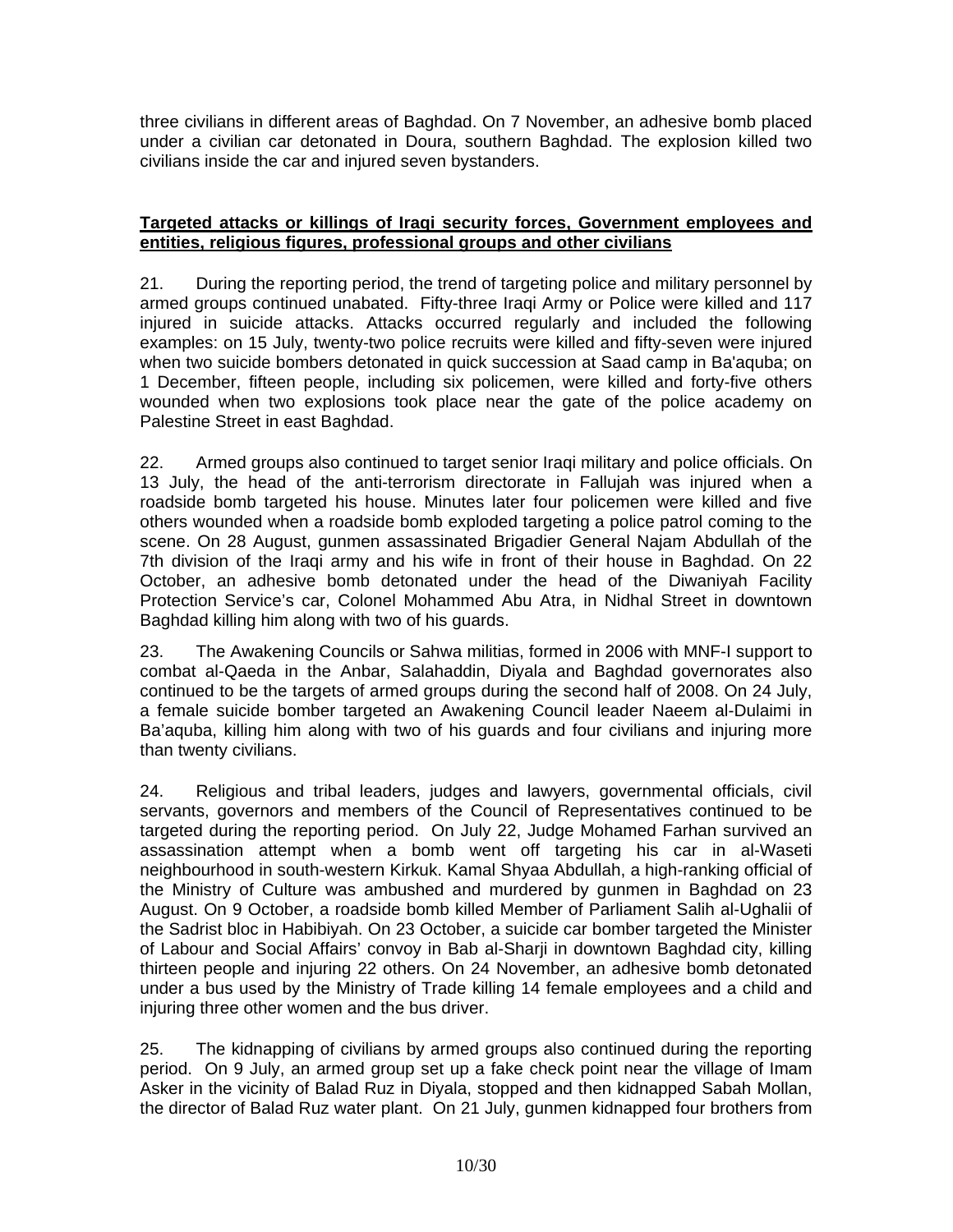three civilians in different areas of Baghdad. On 7 November, an adhesive bomb placed under a civilian car detonated in Doura, southern Baghdad. The explosion killed two civilians inside the car and injured seven bystanders.

**Targeted attacks or killings of Iraqi security forces, Government employees and entities, religious figures, professional groups and other civilians**

21. During the reporting period, the trend of targeting police and military personnel by armed groups continued unabated. Fifty-three Iraqi Army or Police were killed and 117 injured in suicide attacks. Attacks occurred regularly and included the following examples: on 15 July, twenty-two police recruits were killed and fifty-seven were injured when two suicide bombers detonated in quick succession at Saad camp in Ba'aquba; on 1 December, fifteen people, including six policemen, were killed and forty-five others wounded when two explosions took place near the gate of the police academy on Palestine Street in east Baghdad.

22. Armed groups also continued to target senior Iraqi military and police officials. On 13 July, the head of the anti-terrorism directorate in Fallujah was injured when a roadside bomb targeted his house. Minutes later four policemen were killed and five others wounded when a roadside bomb exploded targeting a police patrol coming to the scene. On 28 August, gunmen assassinated Brigadier General Najam Abdullah of the 7th division of the Iraqi army and his wife in front of their house in Baghdad. On 22 October, an adhesive bomb detonated under the head of the Diwaniyah Facility Protection Service's car, Colonel Mohammed Abu Atra, in Nidhal Street in downtown Baghdad killing him along with two of his guards.

23. The Awakening Councils or Sahwa militias, formed in 2006 with MNF-I support to combat al-Qaeda in the Anbar, Salahaddin, Diyala and Baghdad governorates also continued to be the targets of armed groups during the second half of 2008. On 24 July, a female suicide bomber targeted an Awakening Council leader Naeem al-Dulaimi in Ba'aquba, killing him along with two of his guards and four civilians and injuring more than twenty civilians.

24. Religious and tribal leaders, judges and lawyers, governmental officials, civil servants, governors and members of the Council of Representatives continued to be targeted during the reporting period. On July 22, Judge Mohamed Farhan survived an assassination attempt when a bomb went off targeting his car in al-Waseti neighbourhood in south-western Kirkuk. Kamal Shyaa Abdullah, a high-ranking official of the Ministry of Culture was ambushed and murdered by gunmen in Baghdad on 23 August. On 9 October, a roadside bomb killed Member of Parliament Salih al-Ughalii of the Sadrist bloc in Habibiyah. On 23 October, a suicide car bomber targeted the Minister of Labour and Social Affairs' convoy in Bab al-Sharji in downtown Baghdad city, killing thirteen people and injuring 22 others. On 24 November, an adhesive bomb detonated under a bus used by the Ministry of Trade killing 14 female employees and a child and injuring three other women and the bus driver.

25. The kidnapping of civilians by armed groups also continued during the reporting period. On 9 July, an armed group set up a fake check point near the village of Imam Asker in the vicinity of Balad Ruz in Diyala, stopped and then kidnapped Sabah Mollan, the director of Balad Ruz water plant. On 21 July, gunmen kidnapped four brothers from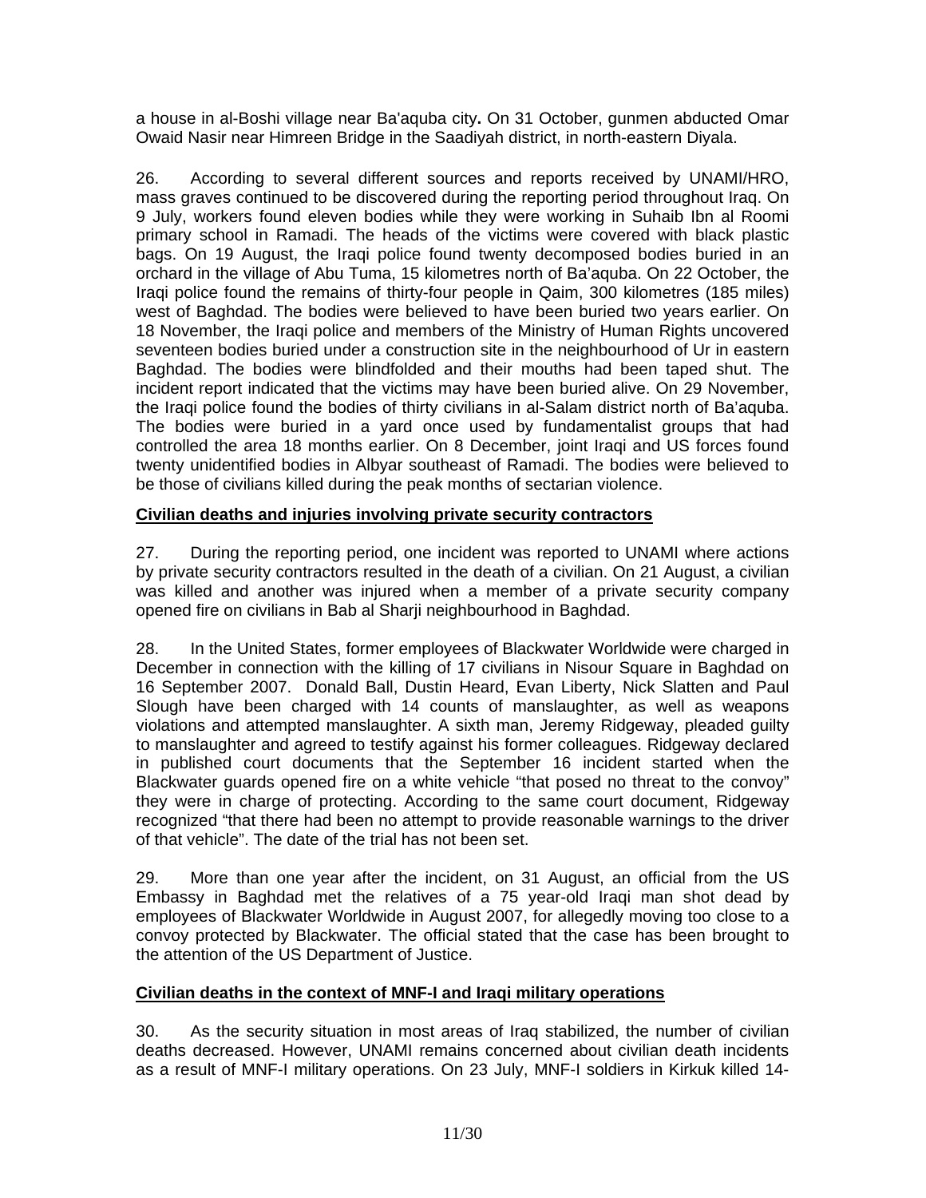a house in al-Boshi village near Ba'aquba city**.** On 31 October, gunmen abducted Omar Owaid Nasir near Himreen Bridge in the Saadiyah district, in north-eastern Diyala.

26. According to several different sources and reports received by UNAMI/HRO, mass graves continued to be discovered during the reporting period throughout Iraq. On 9 July, workers found eleven bodies while they were working in Suhaib Ibn al Roomi primary school in Ramadi. The heads of the victims were covered with black plastic bags. On 19 August, the Iraqi police found twenty decomposed bodies buried in an orchard in the village of Abu Tuma, 15 kilometres north of Ba'aquba. On 22 October, the Iraqi police found the remains of thirty-four people in Qaim, 300 kilometres (185 miles) west of Baghdad. The bodies were believed to have been buried two years earlier. On 18 November, the Iraqi police and members of the Ministry of Human Rights uncovered seventeen bodies buried under a construction site in the neighbourhood of Ur in eastern Baghdad. The bodies were blindfolded and their mouths had been taped shut. The incident report indicated that the victims may have been buried alive. On 29 November, the Iraqi police found the bodies of thirty civilians in al-Salam district north of Ba'aquba. The bodies were buried in a yard once used by fundamentalist groups that had controlled the area 18 months earlier. On 8 December, joint Iraqi and US forces found twenty unidentified bodies in Albyar southeast of Ramadi. The bodies were believed to be those of civilians killed during the peak months of sectarian violence.

**Civilian deaths and injuries involving private security contractors**

27. During the reporting period, one incident was reported to UNAMI where actions by private security contractors resulted in the death of a civilian. On 21 August, a civilian was killed and another was injured when a member of a private security company opened fire on civilians in Bab al Sharji neighbourhood in Baghdad.

28. In the United States, former employees of Blackwater Worldwide were charged in December in connection with the killing of 17 civilians in Nisour Square in Baghdad on 16 September 2007. Donald Ball, Dustin Heard, Evan Liberty, Nick Slatten and Paul Slough have been charged with 14 counts of manslaughter, as well as weapons violations and attempted manslaughter. A sixth man, Jeremy Ridgeway, pleaded guilty to manslaughter and agreed to testify against his former colleagues. Ridgeway declared in published court documents that the September 16 incident started when the Blackwater guards opened fire on a white vehicle "that posed no threat to the convoy" they were in charge of protecting. According to the same court document, Ridgeway recognized "that there had been no attempt to provide reasonable warnings to the driver of that vehicle". The date of the trial has not been set.

29. More than one year after the incident, on 31 August, an official from the US Embassy in Baghdad met the relatives of a 75 year-old Iraqi man shot dead by employees of Blackwater Worldwide in August 2007, for allegedly moving too close to a convoy protected by Blackwater. The official stated that the case has been brought to the attention of the US Department of Justice.

**Civilian deaths in the context of MNF-I and Iraqi military operations**

30. As the security situation in most areas of Iraq stabilized, the number of civilian deaths decreased. However, UNAMI remains concerned about civilian death incidents as a result of MNF-I military operations. On 23 July, MNF-I soldiers in Kirkuk killed 14-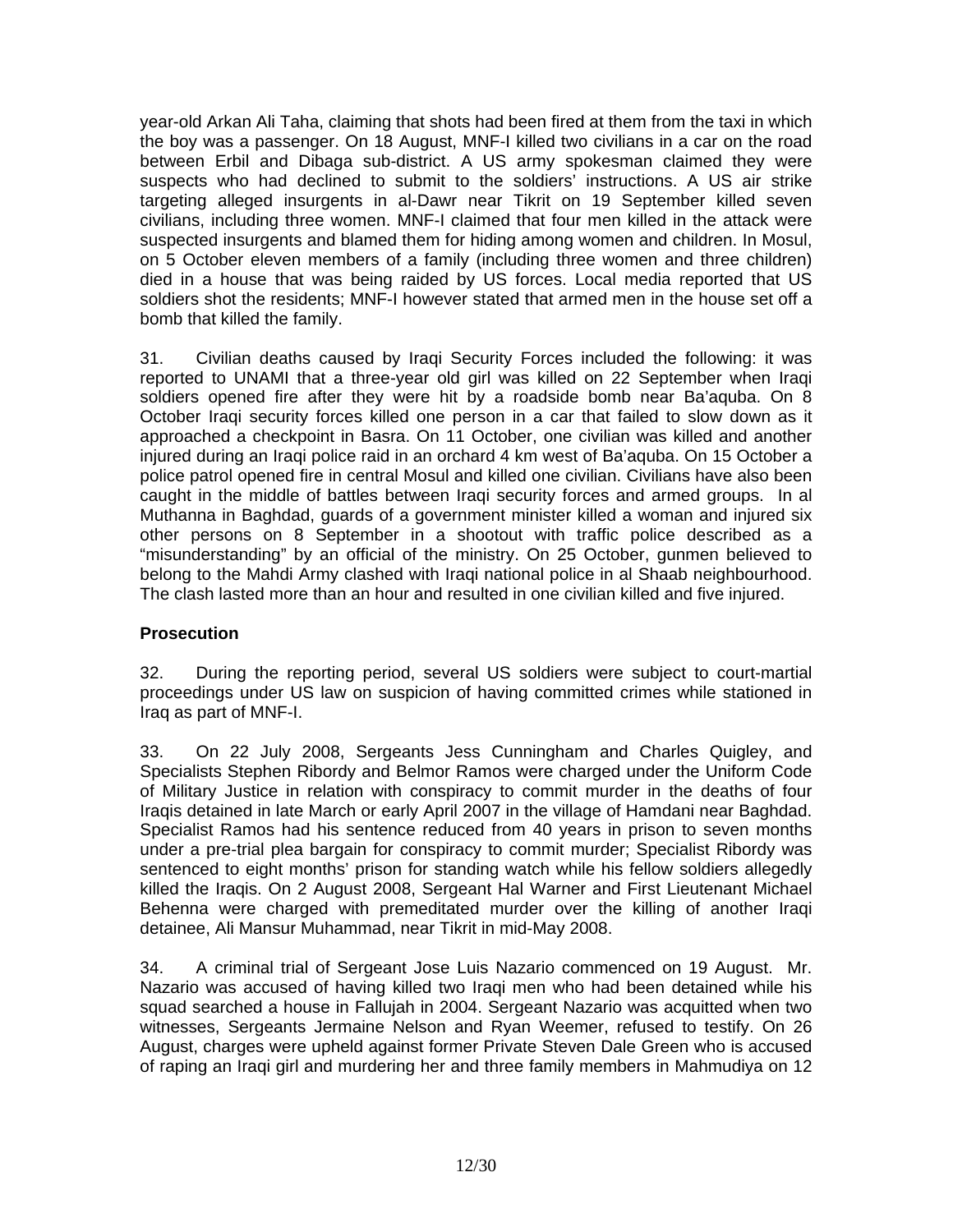year-old Arkan Ali Taha, claiming that shots had been fired at them from the taxi in which the boy was a passenger. On 18 August, MNF-I killed two civilians in a car on the road between Erbil and Dibaga sub-district. A US army spokesman claimed they were suspects who had declined to submit to the soldiers' instructions. A US air strike targeting alleged insurgents in al-Dawr near Tikrit on 19 September killed seven civilians, including three women. MNF-I claimed that four men killed in the attack were suspected insurgents and blamed them for hiding among women and children. In Mosul, on 5 October eleven members of a family (including three women and three children) died in a house that was being raided by US forces. Local media reported that US soldiers shot the residents; MNF-I however stated that armed men in the house set off a bomb that killed the family.

31. Civilian deaths caused by Iraqi Security Forces included the following: it was reported to UNAMI that a three-year old girl was killed on 22 September when Iraqi soldiers opened fire after they were hit by a roadside bomb near Ba'aquba. On 8 October Iraqi security forces killed one person in a car that failed to slow down as it approached a checkpoint in Basra. On 11 October, one civilian was killed and another injured during an Iraqi police raid in an orchard 4 km west of Ba'aquba. On 15 October a police patrol opened fire in central Mosul and killed one civilian. Civilians have also been caught in the middle of battles between Iraqi security forces and armed groups. In al Muthanna in Baghdad, guards of a government minister killed a woman and injured six other persons on 8 September in a shootout with traffic police described as a "misunderstanding" by an official of the ministry. On 25 October, gunmen believed to belong to the Mahdi Army clashed with Iraqi national police in al Shaab neighbourhood. The clash lasted more than an hour and resulted in one civilian killed and five injured.

### Prosecution

32. During the reporting period, several US soldiers were subject to court-martial proceedings under US law on suspicion of having committed crimes while stationed in Iraq as part of MNF-I.

33. On 22 July 2008, Sergeants Jess Cunningham and Charles Quigley, and Specialists Stephen Ribordy and Belmor Ramos were charged under the Uniform Code of Military Justice in relation with conspiracy to commit murder in the deaths of four Iraqis detained in late March or early April 2007 in the village of Hamdani near Baghdad. Specialist Ramos had his sentence reduced from 40 years in prison to seven months under a pre-trial plea bargain for conspiracy to commit murder; Specialist Ribordy was sentenced to eight months' prison for standing watch while his fellow soldiers allegedly killed the Iraqis. On 2 August 2008, Sergeant Hal Warner and First Lieutenant Michael Behenna were charged with premeditated murder over the killing of another Iraqi detainee, Ali Mansur Muhammad, near Tikrit in mid-May 2008.

34. A criminal trial of Sergeant Jose Luis Nazario commenced on 19 August. Mr. Nazario was accused of having killed two Iraqi men who had been detained while his squad searched a house in Fallujah in 2004. Sergeant Nazario was acquitted when two witnesses, Sergeants Jermaine Nelson and Ryan Weemer, refused to testify. On 26 August, charges were upheld against former Private Steven Dale Green who is accused of raping an Iraqi girl and murdering her and three family members in Mahmudiya on 12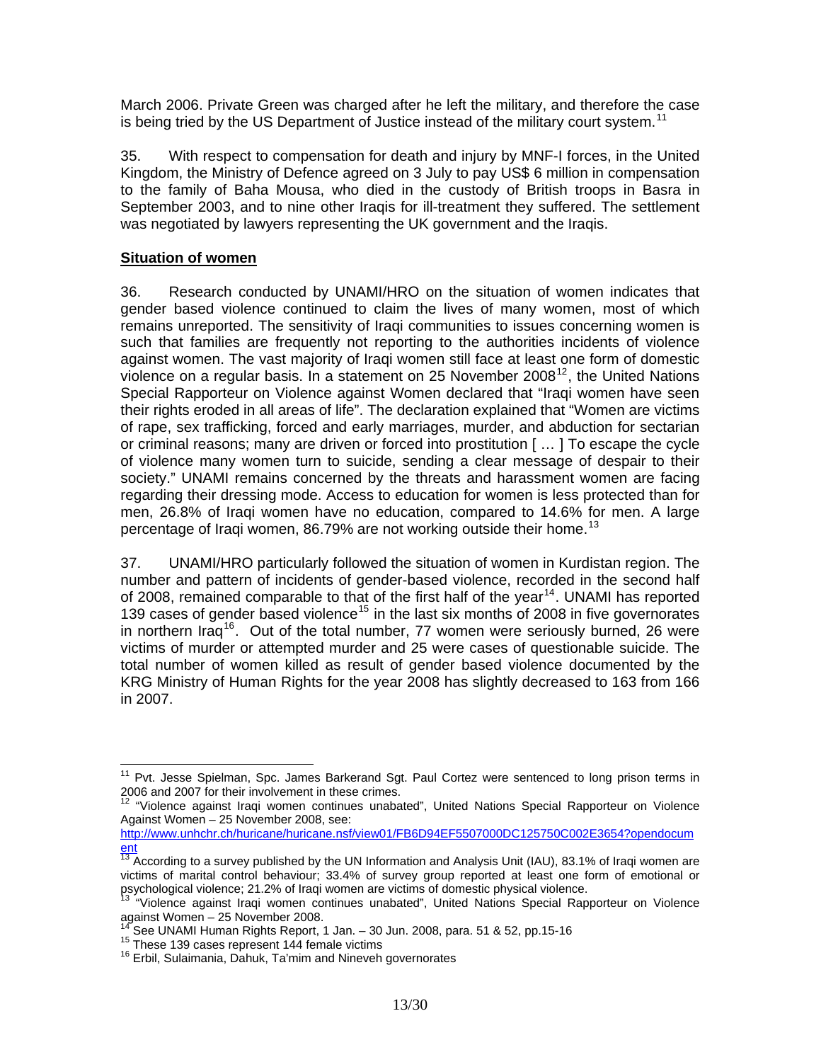March 2006. Private Green was charged after he left the military, and therefore the case is being tried by the US Department of Justice instead of the military court system.[11]

35. With respect to compensation for death and injury by MNF-I forces, in the United Kingdom, the Ministry of Defence agreed on 3 July to pay US$ 6 million in compensation to the family of Baha Mousa, who died in the custody of British troops in Basra in September 2003, and to nine other Iraqis for ill-treatment they suffered. The settlement was negotiated by lawyers representing the UK government and the Iraqis.

**Situation of women**

36. Research conducted by UNAMI/HRO on the situation of women indicates that gender based violence continued to claim the lives of many women, most of which remains unreported. The sensitivity of Iraqi communities to issues concerning women is such that families are frequently not reporting to the authorities incidents of violence against women. The vast majority of Iraqi women still face at least one form of domestic violence on a regular basis. In a statement on 25 November 2008[12], the United Nations Special Rapporteur on Violence against Women declared that "Iraqi women have seen their rights eroded in all areas of life". The declaration explained that "Women are victims of rape, sex trafficking, forced and early marriages, murder, and abduction for sectarian or criminal reasons; many are driven or forced into prostitution [ … ] To escape the cycle of violence many women turn to suicide, sending a clear message of despair to their society." UNAMI remains concerned by the threats and harassment women are facing regarding their dressing mode. Access to education for women is less protected than for men, 26.8% of Iraqi women have no education, compared to 14.6% for men. A large percentage of Iraqi women, 86.79% are not working outside their home.[13]

37. UNAMI/HRO particularly followed the situation of women in Kurdistan region. The number and pattern of incidents of gender-based violence, recorded in the second half of 2008, remained comparable to that of the first half of the year[14]. UNAMI has reported 139 cases of gender based violence[15] in the last six months of 2008 in five governorates in northern Iraq[16]. Out of the total number, 77 women were seriously burned, 26 were victims of murder or attempted murder and 25 were cases of questionable suicide. The total number of women killed as result of gender based violence documented by the KRG Ministry of Human Rights for the year 2008 has slightly decreased to 163 from 166 in 2007.

---

[11] Pvt. Jesse Spielman, Spc. James Barkerand Sgt. Paul Cortez were sentenced to long prison terms in 2006 and 2007 for their involvement in these crimes.

[12] "Violence against Iraqi women continues unabated", United Nations Special Rapporteur on Violence Against Women – 25 November 2008, see: http://www.unhchr.ch/huricane/huricane.nsf/view01/FB6D94EF5507000DC125750C002E3654?opendocument

[13] According to a survey published by the UN Information and Analysis Unit (IAU), 83.1% of Iraqi women are victims of marital control behaviour; 33.4% of survey group reported at least one form of emotional or psychological violence; 21.2% of Iraqi women are victims of domestic physical violence.

[13] "Violence against Iraqi women continues unabated", United Nations Special Rapporteur on Violence against Women – 25 November 2008.

[14] See UNAMI Human Rights Report, 1 Jan. – 30 Jun. 2008, para. 51 & 52, pp.15-16

[15] These 139 cases represent 144 female victims

[16] Erbil, Sulaimania, Dahuk, Ta'mim and Nineveh governorates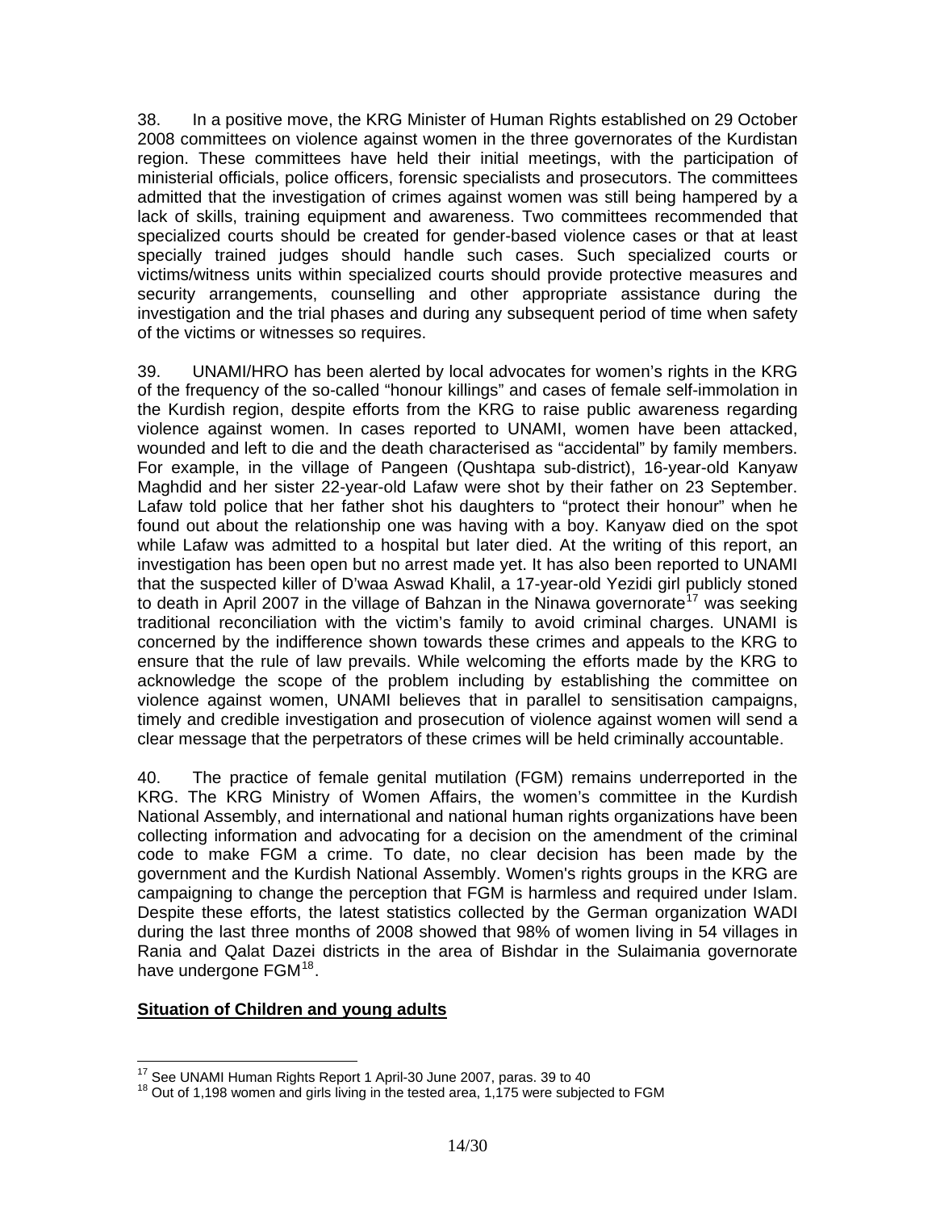38. In a positive move, the KRG Minister of Human Rights established on 29 October 2008 committees on violence against women in the three governorates of the Kurdistan region. These committees have held their initial meetings, with the participation of ministerial officials, police officers, forensic specialists and prosecutors. The committees admitted that the investigation of crimes against women was still being hampered by a lack of skills, training equipment and awareness. Two committees recommended that specialized courts should be created for gender-based violence cases or that at least specially trained judges should handle such cases. Such specialized courts or victims/witness units within specialized courts should provide protective measures and security arrangements, counselling and other appropriate assistance during the investigation and the trial phases and during any subsequent period of time when safety of the victims or witnesses so requires.

39. UNAMI/HRO has been alerted by local advocates for women's rights in the KRG of the frequency of the so-called "honour killings" and cases of female self-immolation in the Kurdish region, despite efforts from the KRG to raise public awareness regarding violence against women. In cases reported to UNAMI, women have been attacked, wounded and left to die and the death characterised as "accidental" by family members. For example, in the village of Pangeen (Qushtapa sub-district), 16-year-old Kanyaw Maghdid and her sister 22-year-old Lafaw were shot by their father on 23 September. Lafaw told police that her father shot his daughters to "protect their honour" when he found out about the relationship one was having with a boy. Kanyaw died on the spot while Lafaw was admitted to a hospital but later died. At the writing of this report, an investigation has been open but no arrest made yet. It has also been reported to UNAMI that the suspected killer of D'waa Aswad Khalil, a 17-year-old Yezidi girl publicly stoned to death in April 2007 in the village of Bahzan in the Ninawa governorate[17] was seeking traditional reconciliation with the victim's family to avoid criminal charges. UNAMI is concerned by the indifference shown towards these crimes and appeals to the KRG to ensure that the rule of law prevails. While welcoming the efforts made by the KRG to acknowledge the scope of the problem including by establishing the committee on violence against women, UNAMI believes that in parallel to sensitisation campaigns, timely and credible investigation and prosecution of violence against women will send a clear message that the perpetrators of these crimes will be held criminally accountable.

40. The practice of female genital mutilation (FGM) remains underreported in the KRG. The KRG Ministry of Women Affairs, the women's committee in the Kurdish National Assembly, and international and national human rights organizations have been collecting information and advocating for a decision on the amendment of the criminal code to make FGM a crime. To date, no clear decision has been made by the government and the Kurdish National Assembly. Women's rights groups in the KRG are campaigning to change the perception that FGM is harmless and required under Islam. Despite these efforts, the latest statistics collected by the German organization WADI during the last three months of 2008 showed that 98% of women living in 54 villages in Rania and Qalat Dazei districts in the area of Bishdar in the Sulaimania governorate have undergone FGM[18].

**Situation of Children and young adults**

[17] See UNAMI Human Rights Report 1 April-30 June 2007, paras. 39 to 40

[18] Out of 1,198 women and girls living in the tested area, 1,175 were subjected to FGM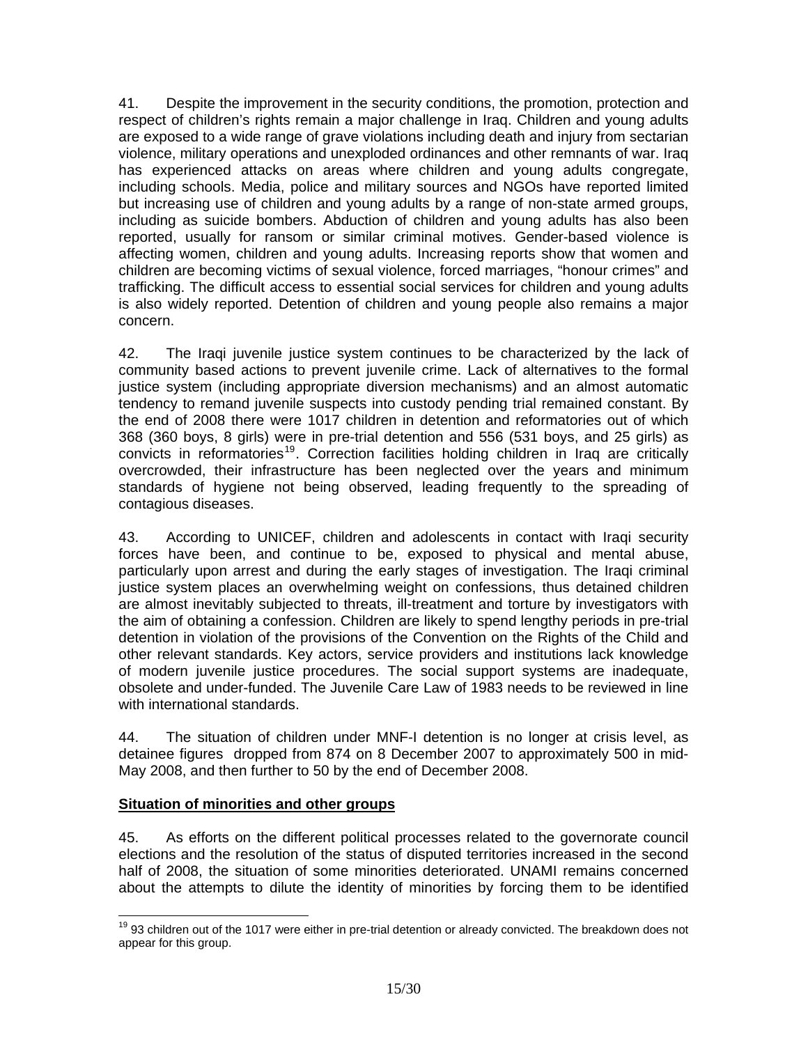41. Despite the improvement in the security conditions, the promotion, protection and respect of children's rights remain a major challenge in Iraq. Children and young adults are exposed to a wide range of grave violations including death and injury from sectarian violence, military operations and unexploded ordinances and other remnants of war. Iraq has experienced attacks on areas where children and young adults congregate, including schools. Media, police and military sources and NGOs have reported limited but increasing use of children and young adults by a range of non-state armed groups, including as suicide bombers. Abduction of children and young adults has also been reported, usually for ransom or similar criminal motives. Gender-based violence is affecting women, children and young adults. Increasing reports show that women and children are becoming victims of sexual violence, forced marriages, "honour crimes" and trafficking. The difficult access to essential social services for children and young adults is also widely reported. Detention of children and young people also remains a major concern.

42. The Iraqi juvenile justice system continues to be characterized by the lack of community based actions to prevent juvenile crime. Lack of alternatives to the formal justice system (including appropriate diversion mechanisms) and an almost automatic tendency to remand juvenile suspects into custody pending trial remained constant. By the end of 2008 there were 1017 children in detention and reformatories out of which 368 (360 boys, 8 girls) were in pre-trial detention and 556 (531 boys, and 25 girls) as convicts in reformatories[19]. Correction facilities holding children in Iraq are critically overcrowded, their infrastructure has been neglected over the years and minimum standards of hygiene not being observed, leading frequently to the spreading of contagious diseases.

43. According to UNICEF, children and adolescents in contact with Iraqi security forces have been, and continue to be, exposed to physical and mental abuse, particularly upon arrest and during the early stages of investigation. The Iraqi criminal justice system places an overwhelming weight on confessions, thus detained children are almost inevitably subjected to threats, ill-treatment and torture by investigators with the aim of obtaining a confession. Children are likely to spend lengthy periods in pre-trial detention in violation of the provisions of the Convention on the Rights of the Child and other relevant standards. Key actors, service providers and institutions lack knowledge of modern juvenile justice procedures. The social support systems are inadequate, obsolete and under-funded. The Juvenile Care Law of 1983 needs to be reviewed in line with international standards.

44. The situation of children under MNF-I detention is no longer at crisis level, as detainee figures dropped from 874 on 8 December 2007 to approximately 500 in mid-May 2008, and then further to 50 by the end of December 2008.

**<u>Situation of minorities and other groups</u>**

45. As efforts on the different political processes related to the governorate council elections and the resolution of the status of disputed territories increased in the second half of 2008, the situation of some minorities deteriorated. UNAMI remains concerned about the attempts to dilute the identity of minorities by forcing them to be identified

---

[19] 93 children out of the 1017 were either in pre-trial detention or already convicted. The breakdown does not appear for this group.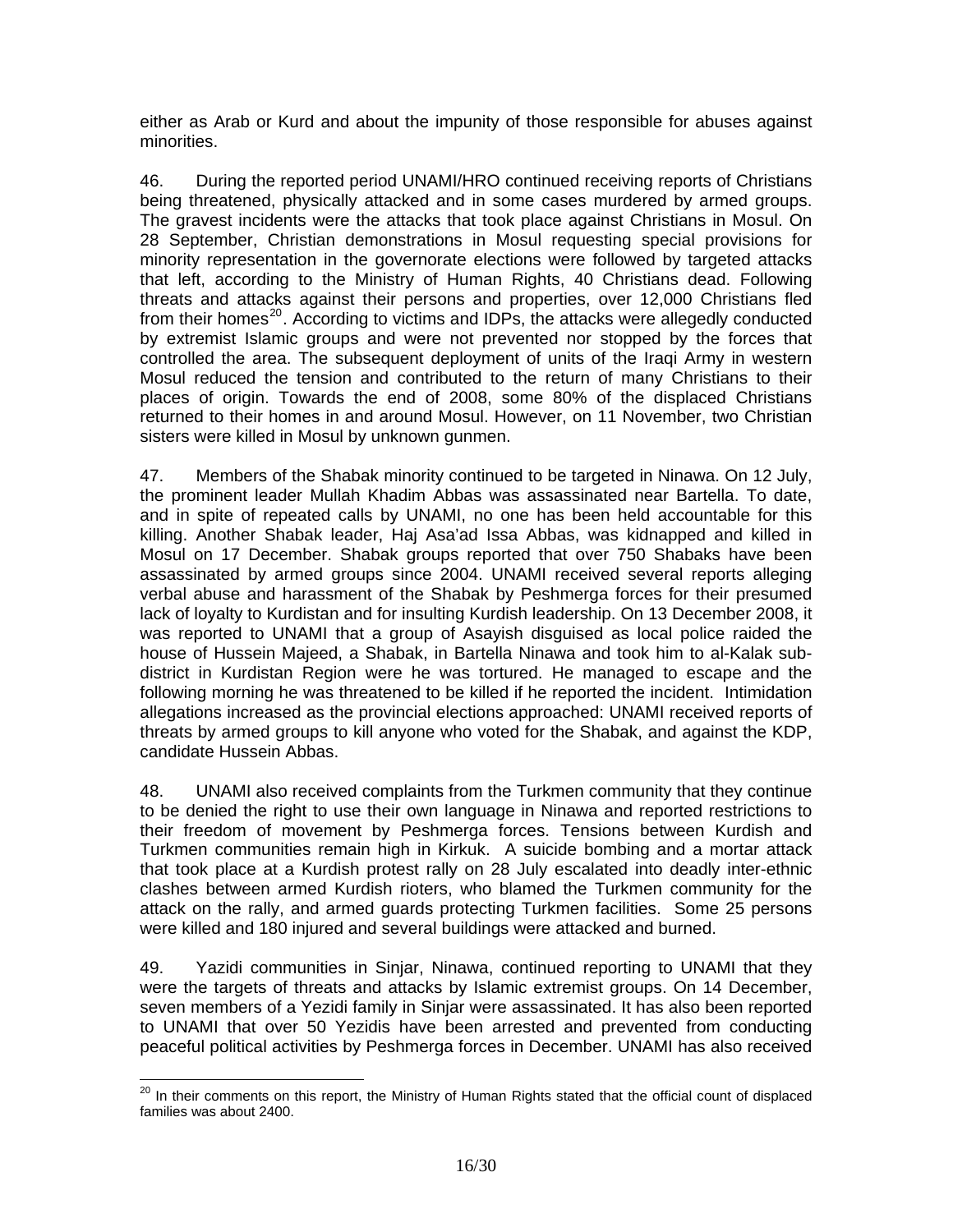either as Arab or Kurd and about the impunity of those responsible for abuses against minorities.

46. During the reported period UNAMI/HRO continued receiving reports of Christians being threatened, physically attacked and in some cases murdered by armed groups. The gravest incidents were the attacks that took place against Christians in Mosul. On 28 September, Christian demonstrations in Mosul requesting special provisions for minority representation in the governorate elections were followed by targeted attacks that left, according to the Ministry of Human Rights, 40 Christians dead. Following threats and attacks against their persons and properties, over 12,000 Christians fled from their homes[20]. According to victims and IDPs, the attacks were allegedly conducted by extremist Islamic groups and were not prevented nor stopped by the forces that controlled the area. The subsequent deployment of units of the Iraqi Army in western Mosul reduced the tension and contributed to the return of many Christians to their places of origin. Towards the end of 2008, some 80% of the displaced Christians returned to their homes in and around Mosul. However, on 11 November, two Christian sisters were killed in Mosul by unknown gunmen.

47. Members of the Shabak minority continued to be targeted in Ninawa. On 12 July, the prominent leader Mullah Khadim Abbas was assassinated near Bartella. To date, and in spite of repeated calls by UNAMI, no one has been held accountable for this killing. Another Shabak leader, Haj Asa'ad Issa Abbas, was kidnapped and killed in Mosul on 17 December. Shabak groups reported that over 750 Shabaks have been assassinated by armed groups since 2004. UNAMI received several reports alleging verbal abuse and harassment of the Shabak by Peshmerga forces for their presumed lack of loyalty to Kurdistan and for insulting Kurdish leadership. On 13 December 2008, it was reported to UNAMI that a group of Asayish disguised as local police raided the house of Hussein Majeed, a Shabak, in Bartella Ninawa and took him to al-Kalak sub-district in Kurdistan Region were he was tortured. He managed to escape and the following morning he was threatened to be killed if he reported the incident. Intimidation allegations increased as the provincial elections approached: UNAMI received reports of threats by armed groups to kill anyone who voted for the Shabak, and against the KDP, candidate Hussein Abbas.

48. UNAMI also received complaints from the Turkmen community that they continue to be denied the right to use their own language in Ninawa and reported restrictions to their freedom of movement by Peshmerga forces. Tensions between Kurdish and Turkmen communities remain high in Kirkuk. A suicide bombing and a mortar attack that took place at a Kurdish protest rally on 28 July escalated into deadly inter-ethnic clashes between armed Kurdish rioters, who blamed the Turkmen community for the attack on the rally, and armed guards protecting Turkmen facilities. Some 25 persons were killed and 180 injured and several buildings were attacked and burned.

49. Yazidi communities in Sinjar, Ninawa, continued reporting to UNAMI that they were the targets of threats and attacks by Islamic extremist groups. On 14 December, seven members of a Yezidi family in Sinjar were assassinated. It has also been reported to UNAMI that over 50 Yezidis have been arrested and prevented from conducting peaceful political activities by Peshmerga forces in December. UNAMI has also received

[20] In their comments on this report, the Ministry of Human Rights stated that the official count of displaced families was about 2400.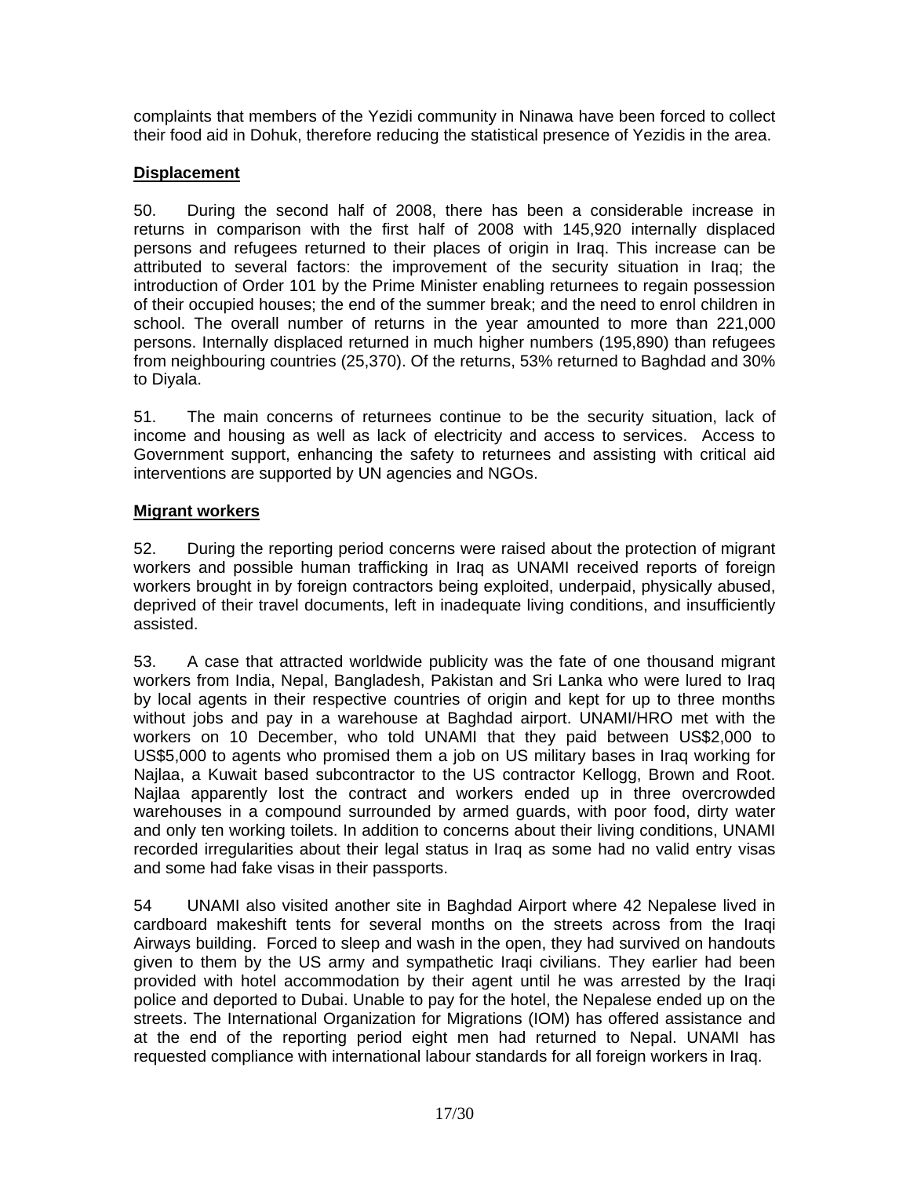complaints that members of the Yezidi community in Ninawa have been forced to collect their food aid in Dohuk, therefore reducing the statistical presence of Yezidis in the area.

**Displacement**

50. During the second half of 2008, there has been a considerable increase in returns in comparison with the first half of 2008 with 145,920 internally displaced persons and refugees returned to their places of origin in Iraq. This increase can be attributed to several factors: the improvement of the security situation in Iraq; the introduction of Order 101 by the Prime Minister enabling returnees to regain possession of their occupied houses; the end of the summer break; and the need to enrol children in school. The overall number of returns in the year amounted to more than 221,000 persons. Internally displaced returned in much higher numbers (195,890) than refugees from neighbouring countries (25,370). Of the returns, 53% returned to Baghdad and 30% to Diyala.

51. The main concerns of returnees continue to be the security situation, lack of income and housing as well as lack of electricity and access to services. Access to Government support, enhancing the safety to returnees and assisting with critical aid interventions are supported by UN agencies and NGOs.

**Migrant workers**

52. During the reporting period concerns were raised about the protection of migrant workers and possible human trafficking in Iraq as UNAMI received reports of foreign workers brought in by foreign contractors being exploited, underpaid, physically abused, deprived of their travel documents, left in inadequate living conditions, and insufficiently assisted.

53. A case that attracted worldwide publicity was the fate of one thousand migrant workers from India, Nepal, Bangladesh, Pakistan and Sri Lanka who were lured to Iraq by local agents in their respective countries of origin and kept for up to three months without jobs and pay in a warehouse at Baghdad airport. UNAMI/HRO met with the workers on 10 December, who told UNAMI that they paid between US$2,000 to US$5,000 to agents who promised them a job on US military bases in Iraq working for Najlaa, a Kuwait based subcontractor to the US contractor Kellogg, Brown and Root. Najlaa apparently lost the contract and workers ended up in three overcrowded warehouses in a compound surrounded by armed guards, with poor food, dirty water and only ten working toilets. In addition to concerns about their living conditions, UNAMI recorded irregularities about their legal status in Iraq as some had no valid entry visas and some had fake visas in their passports.

54 UNAMI also visited another site in Baghdad Airport where 42 Nepalese lived in cardboard makeshift tents for several months on the streets across from the Iraqi Airways building. Forced to sleep and wash in the open, they had survived on handouts given to them by the US army and sympathetic Iraqi civilians. They earlier had been provided with hotel accommodation by their agent until he was arrested by the Iraqi police and deported to Dubai. Unable to pay for the hotel, the Nepalese ended up on the streets. The International Organization for Migrations (IOM) has offered assistance and at the end of the reporting period eight men had returned to Nepal. UNAMI has requested compliance with international labour standards for all foreign workers in Iraq.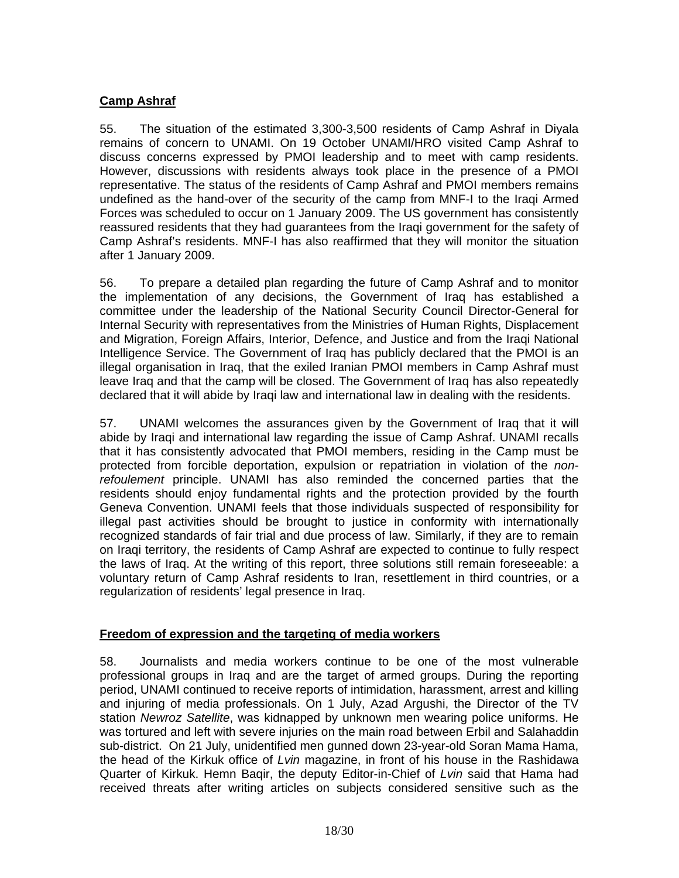**Camp Ashraf**

55. The situation of the estimated 3,300-3,500 residents of Camp Ashraf in Diyala remains of concern to UNAMI. On 19 October UNAMI/HRO visited Camp Ashraf to discuss concerns expressed by PMOI leadership and to meet with camp residents. However, discussions with residents always took place in the presence of a PMOI representative. The status of the residents of Camp Ashraf and PMOI members remains undefined as the hand-over of the security of the camp from MNF-I to the Iraqi Armed Forces was scheduled to occur on 1 January 2009. The US government has consistently reassured residents that they had guarantees from the Iraqi government for the safety of Camp Ashraf's residents. MNF-I has also reaffirmed that they will monitor the situation after 1 January 2009.

56. To prepare a detailed plan regarding the future of Camp Ashraf and to monitor the implementation of any decisions, the Government of Iraq has established a committee under the leadership of the National Security Council Director-General for Internal Security with representatives from the Ministries of Human Rights, Displacement and Migration, Foreign Affairs, Interior, Defence, and Justice and from the Iraqi National Intelligence Service. The Government of Iraq has publicly declared that the PMOI is an illegal organisation in Iraq, that the exiled Iranian PMOI members in Camp Ashraf must leave Iraq and that the camp will be closed. The Government of Iraq has also repeatedly declared that it will abide by Iraqi law and international law in dealing with the residents.

57. UNAMI welcomes the assurances given by the Government of Iraq that it will abide by Iraqi and international law regarding the issue of Camp Ashraf. UNAMI recalls that it has consistently advocated that PMOI members, residing in the Camp must be protected from forcible deportation, expulsion or repatriation in violation of the *non-refoulement* principle. UNAMI has also reminded the concerned parties that the residents should enjoy fundamental rights and the protection provided by the fourth Geneva Convention. UNAMI feels that those individuals suspected of responsibility for illegal past activities should be brought to justice in conformity with internationally recognized standards of fair trial and due process of law. Similarly, if they are to remain on Iraqi territory, the residents of Camp Ashraf are expected to continue to fully respect the laws of Iraq. At the writing of this report, three solutions still remain foreseeable: a voluntary return of Camp Ashraf residents to Iran, resettlement in third countries, or a regularization of residents' legal presence in Iraq.

**Freedom of expression and the targeting of media workers**

58. Journalists and media workers continue to be one of the most vulnerable professional groups in Iraq and are the target of armed groups. During the reporting period, UNAMI continued to receive reports of intimidation, harassment, arrest and killing and injuring of media professionals. On 1 July, Azad Argushi, the Director of the TV station *Newroz Satellite*, was kidnapped by unknown men wearing police uniforms. He was tortured and left with severe injuries on the main road between Erbil and Salahaddin sub-district. On 21 July, unidentified men gunned down 23-year-old Soran Mama Hama, the head of the Kirkuk office of *Lvin* magazine, in front of his house in the Rashidawa Quarter of Kirkuk. Hemn Baqir, the deputy Editor-in-Chief of *Lvin* said that Hama had received threats after writing articles on subjects considered sensitive such as the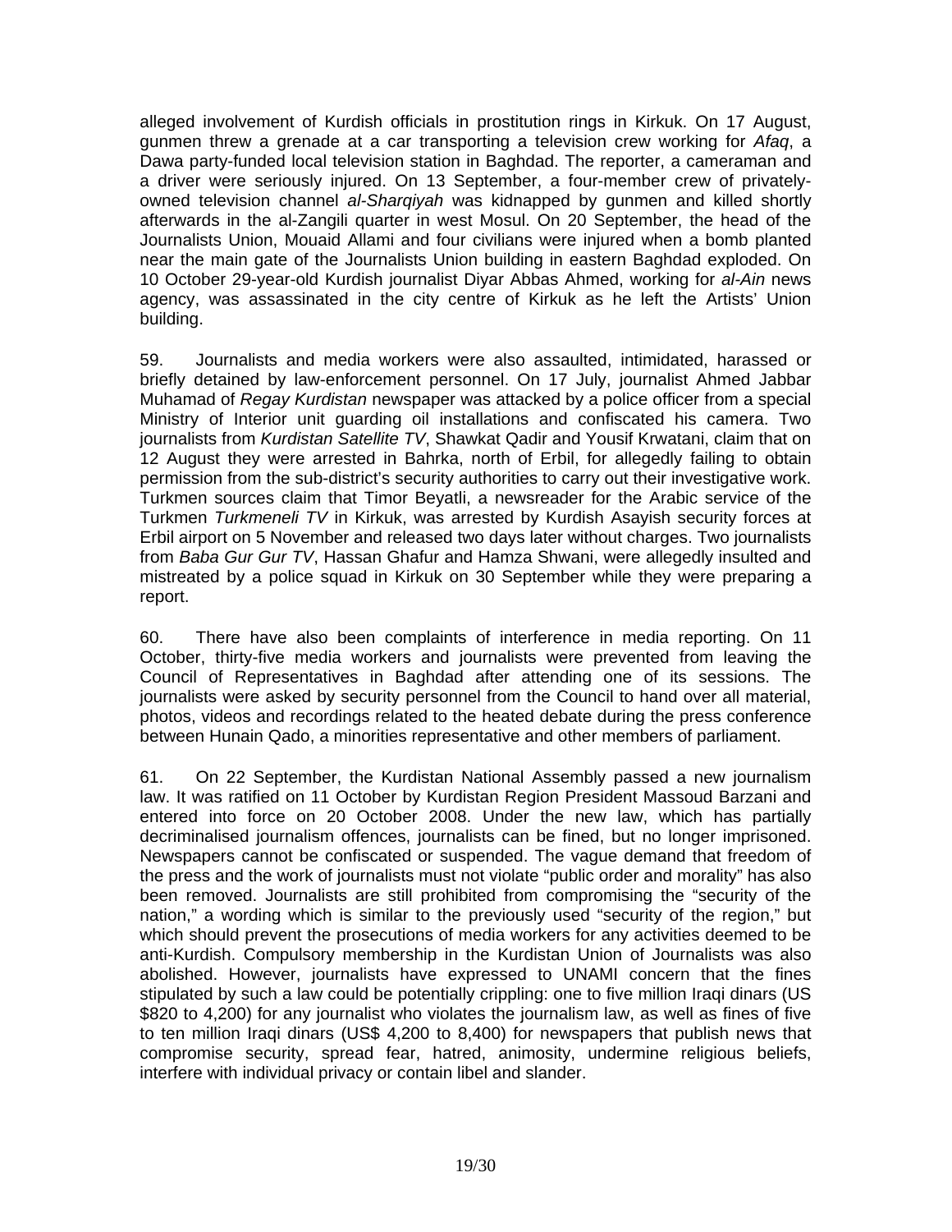alleged involvement of Kurdish officials in prostitution rings in Kirkuk. On 17 August, gunmen threw a grenade at a car transporting a television crew working for *Afaq*, a Dawa party-funded local television station in Baghdad. The reporter, a cameraman and a driver were seriously injured. On 13 September, a four-member crew of privately-owned television channel *al-Sharqiyah* was kidnapped by gunmen and killed shortly afterwards in the al-Zangili quarter in west Mosul. On 20 September, the head of the Journalists Union, Mouaid Allami and four civilians were injured when a bomb planted near the main gate of the Journalists Union building in eastern Baghdad exploded. On 10 October 29-year-old Kurdish journalist Diyar Abbas Ahmed, working for *al-Ain* news agency, was assassinated in the city centre of Kirkuk as he left the Artists' Union building.

59. Journalists and media workers were also assaulted, intimidated, harassed or briefly detained by law-enforcement personnel. On 17 July, journalist Ahmed Jabbar Muhamad of *Regay Kurdistan* newspaper was attacked by a police officer from a special Ministry of Interior unit guarding oil installations and confiscated his camera. Two journalists from *Kurdistan Satellite TV*, Shawkat Qadir and Yousif Krwatani, claim that on 12 August they were arrested in Bahrka, north of Erbil, for allegedly failing to obtain permission from the sub-district's security authorities to carry out their investigative work. Turkmen sources claim that Timor Beyatli, a newsreader for the Arabic service of the Turkmen *Turkmeneli TV* in Kirkuk, was arrested by Kurdish Asayish security forces at Erbil airport on 5 November and released two days later without charges. Two journalists from *Baba Gur Gur TV*, Hassan Ghafur and Hamza Shwani, were allegedly insulted and mistreated by a police squad in Kirkuk on 30 September while they were preparing a report.

60. There have also been complaints of interference in media reporting. On 11 October, thirty-five media workers and journalists were prevented from leaving the Council of Representatives in Baghdad after attending one of its sessions. The journalists were asked by security personnel from the Council to hand over all material, photos, videos and recordings related to the heated debate during the press conference between Hunain Qado, a minorities representative and other members of parliament.

61. On 22 September, the Kurdistan National Assembly passed a new journalism law. It was ratified on 11 October by Kurdistan Region President Massoud Barzani and entered into force on 20 October 2008. Under the new law, which has partially decriminalised journalism offences, journalists can be fined, but no longer imprisoned. Newspapers cannot be confiscated or suspended. The vague demand that freedom of the press and the work of journalists must not violate "public order and morality" has also been removed. Journalists are still prohibited from compromising the "security of the nation," a wording which is similar to the previously used "security of the region," but which should prevent the prosecutions of media workers for any activities deemed to be anti-Kurdish. Compulsory membership in the Kurdistan Union of Journalists was also abolished. However, journalists have expressed to UNAMI concern that the fines stipulated by such a law could be potentially crippling: one to five million Iraqi dinars (US $820 to 4,200) for any journalist who violates the journalism law, as well as fines of five to ten million Iraqi dinars (US$ 4,200 to 8,400) for newspapers that publish news that compromise security, spread fear, hatred, animosity, undermine religious beliefs, interfere with individual privacy or contain libel and slander.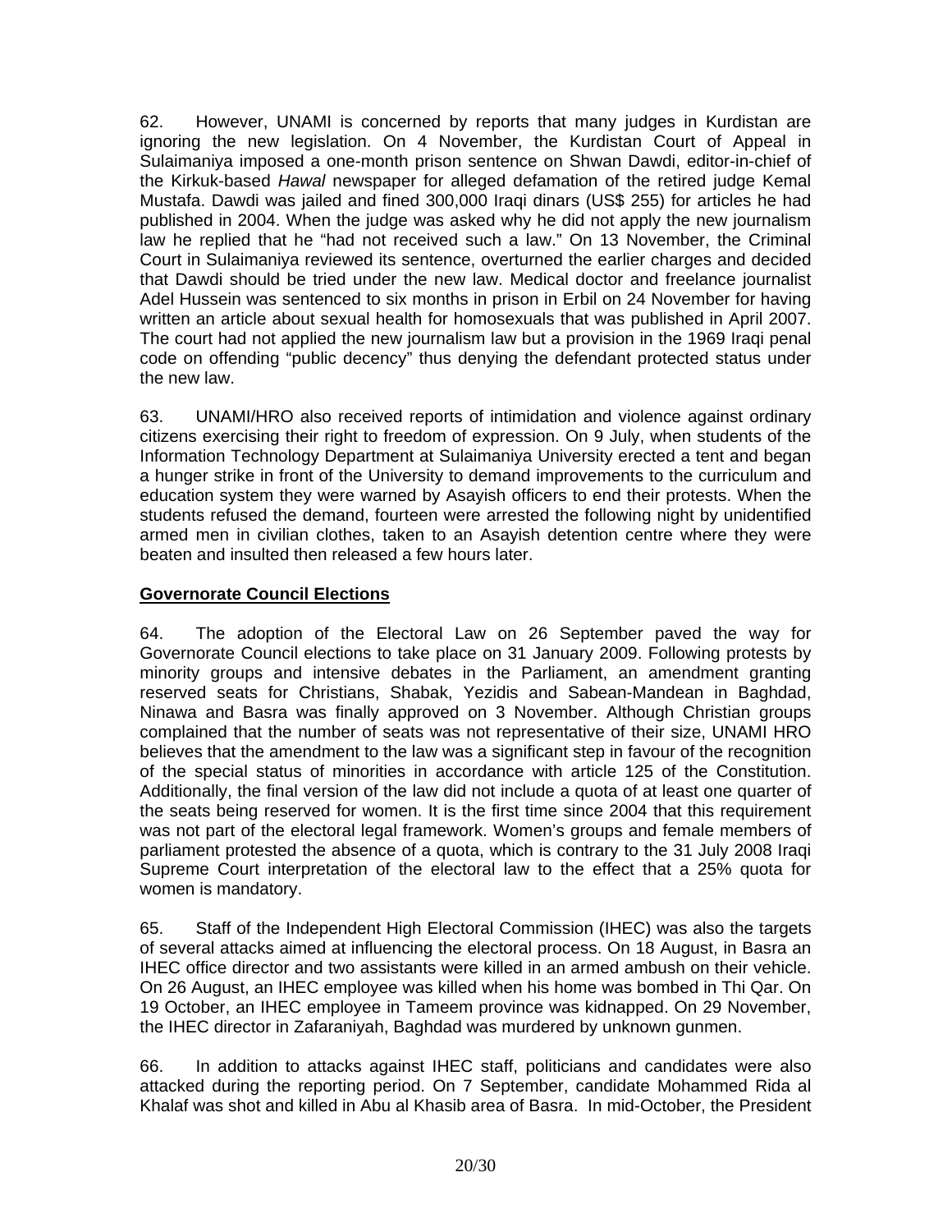62. However, UNAMI is concerned by reports that many judges in Kurdistan are ignoring the new legislation. On 4 November, the Kurdistan Court of Appeal in Sulaimaniya imposed a one-month prison sentence on Shwan Dawdi, editor-in-chief of the Kirkuk-based *Hawal* newspaper for alleged defamation of the retired judge Kemal Mustafa. Dawdi was jailed and fined 300,000 Iraqi dinars (US$ 255) for articles he had published in 2004. When the judge was asked why he did not apply the new journalism law he replied that he "had not received such a law." On 13 November, the Criminal Court in Sulaimaniya reviewed its sentence, overturned the earlier charges and decided that Dawdi should be tried under the new law. Medical doctor and freelance journalist Adel Hussein was sentenced to six months in prison in Erbil on 24 November for having written an article about sexual health for homosexuals that was published in April 2007. The court had not applied the new journalism law but a provision in the 1969 Iraqi penal code on offending "public decency" thus denying the defendant protected status under the new law.

63. UNAMI/HRO also received reports of intimidation and violence against ordinary citizens exercising their right to freedom of expression. On 9 July, when students of the Information Technology Department at Sulaimaniya University erected a tent and began a hunger strike in front of the University to demand improvements to the curriculum and education system they were warned by Asayish officers to end their protests. When the students refused the demand, fourteen were arrested the following night by unidentified armed men in civilian clothes, taken to an Asayish detention centre where they were beaten and insulted then released a few hours later.

**Governorate Council Elections**

64. The adoption of the Electoral Law on 26 September paved the way for Governorate Council elections to take place on 31 January 2009. Following protests by minority groups and intensive debates in the Parliament, an amendment granting reserved seats for Christians, Shabak, Yezidis and Sabean-Mandean in Baghdad, Ninawa and Basra was finally approved on 3 November. Although Christian groups complained that the number of seats was not representative of their size, UNAMI HRO believes that the amendment to the law was a significant step in favour of the recognition of the special status of minorities in accordance with article 125 of the Constitution. Additionally, the final version of the law did not include a quota of at least one quarter of the seats being reserved for women. It is the first time since 2004 that this requirement was not part of the electoral legal framework. Women's groups and female members of parliament protested the absence of a quota, which is contrary to the 31 July 2008 Iraqi Supreme Court interpretation of the electoral law to the effect that a 25% quota for women is mandatory.

65. Staff of the Independent High Electoral Commission (IHEC) was also the targets of several attacks aimed at influencing the electoral process. On 18 August, in Basra an IHEC office director and two assistants were killed in an armed ambush on their vehicle. On 26 August, an IHEC employee was killed when his home was bombed in Thi Qar. On 19 October, an IHEC employee in Tameem province was kidnapped. On 29 November, the IHEC director in Zafaraniyah, Baghdad was murdered by unknown gunmen.

66. In addition to attacks against IHEC staff, politicians and candidates were also attacked during the reporting period. On 7 September, candidate Mohammed Rida al Khalaf was shot and killed in Abu al Khasib area of Basra. In mid-October, the President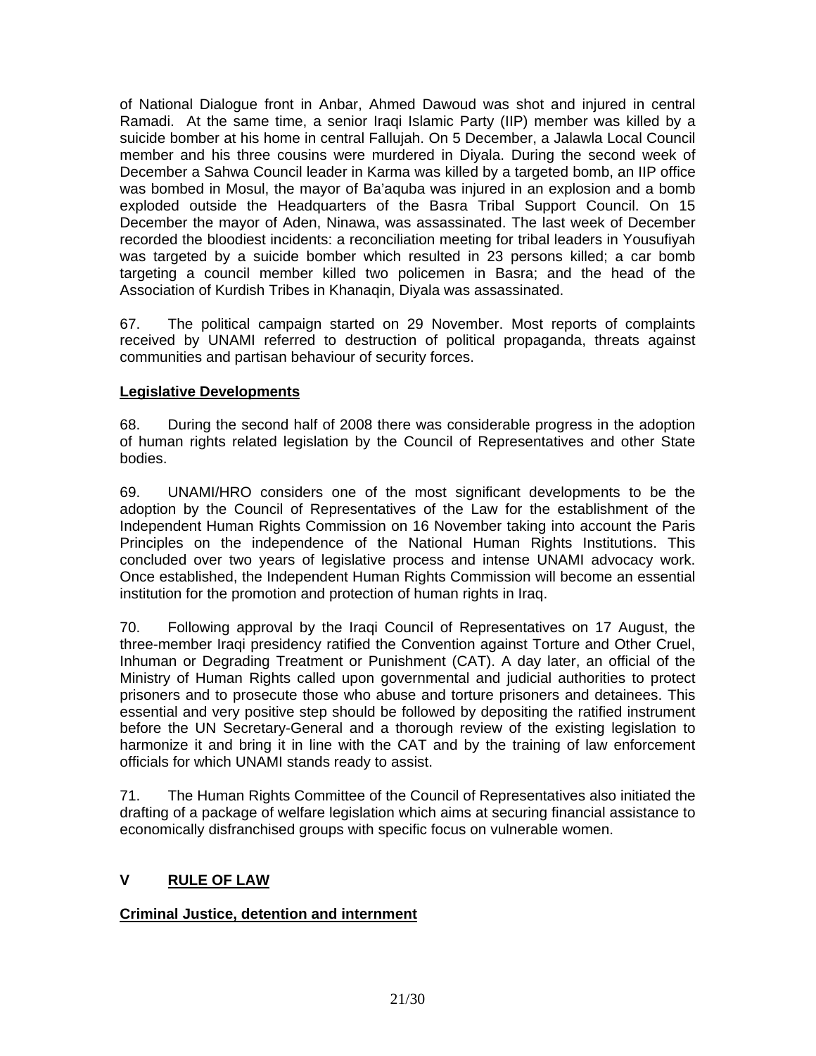of National Dialogue front in Anbar, Ahmed Dawoud was shot and injured in central Ramadi. At the same time, a senior Iraqi Islamic Party (IIP) member was killed by a suicide bomber at his home in central Fallujah. On 5 December, a Jalawla Local Council member and his three cousins were murdered in Diyala. During the second week of December a Sahwa Council leader in Karma was killed by a targeted bomb, an IIP office was bombed in Mosul, the mayor of Ba'aquba was injured in an explosion and a bomb exploded outside the Headquarters of the Basra Tribal Support Council. On 15 December the mayor of Aden, Ninawa, was assassinated. The last week of December recorded the bloodiest incidents: a reconciliation meeting for tribal leaders in Yousufiyah was targeted by a suicide bomber which resulted in 23 persons killed; a car bomb targeting a council member killed two policemen in Basra; and the head of the Association of Kurdish Tribes in Khanaqin, Diyala was assassinated.

67. The political campaign started on 29 November. Most reports of complaints received by UNAMI referred to destruction of political propaganda, threats against communities and partisan behaviour of security forces.

**Legislative Developments**

68. During the second half of 2008 there was considerable progress in the adoption of human rights related legislation by the Council of Representatives and other State bodies.

69. UNAMI/HRO considers one of the most significant developments to be the adoption by the Council of Representatives of the Law for the establishment of the Independent Human Rights Commission on 16 November taking into account the Paris Principles on the independence of the National Human Rights Institutions. This concluded over two years of legislative process and intense UNAMI advocacy work. Once established, the Independent Human Rights Commission will become an essential institution for the promotion and protection of human rights in Iraq.

70. Following approval by the Iraqi Council of Representatives on 17 August, the three-member Iraqi presidency ratified the Convention against Torture and Other Cruel, Inhuman or Degrading Treatment or Punishment (CAT). A day later, an official of the Ministry of Human Rights called upon governmental and judicial authorities to protect prisoners and to prosecute those who abuse and torture prisoners and detainees. This essential and very positive step should be followed by depositing the ratified instrument before the UN Secretary-General and a thorough review of the existing legislation to harmonize it and bring it in line with the CAT and by the training of law enforcement officials for which UNAMI stands ready to assist.

71. The Human Rights Committee of the Council of Representatives also initiated the drafting of a package of welfare legislation which aims at securing financial assistance to economically disfranchised groups with specific focus on vulnerable women.

## V RULE OF LAW

**Criminal Justice, detention and internment**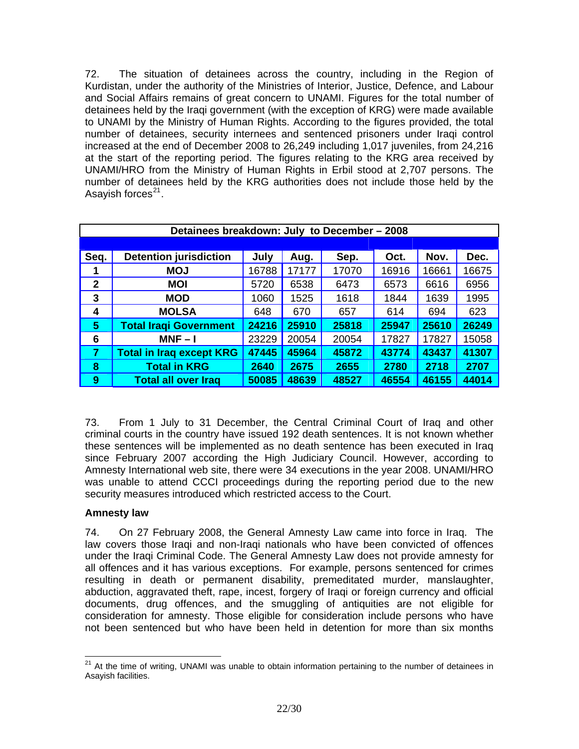72. The situation of detainees across the country, including in the Region of Kurdistan, under the authority of the Ministries of Interior, Justice, Defence, and Labour and Social Affairs remains of great concern to UNAMI. Figures for the total number of detainees held by the Iraqi government (with the exception of KRG) were made available to UNAMI by the Ministry of Human Rights. According to the figures provided, the total number of detainees, security internees and sentenced prisoners under Iraqi control increased at the end of December 2008 to 26,249 including 1,017 juveniles, from 24,216 at the start of the reporting period. The figures relating to the KRG area received by UNAMI/HRO from the Ministry of Human Rights in Erbil stood at 2,707 persons. The number of detainees held by the KRG authorities does not include those held by the Asayish forces[21].

| Detainees breakdown: July to December – 2008 | | | | | | | |
|---|---|---|---|---|---|---|---|
| **Seq.** | **Detention jurisdiction** | **July** | **Aug.** | **Sep.** | **Oct.** | **Nov.** | **Dec.** |
| **1** | **MOJ** | 16788 | 17177 | 17070 | 16916 | 16661 | 16675 |
| **2** | **MOI** | 5720 | 6538 | 6473 | 6573 | 6616 | 6956 |
| **3** | **MOD** | 1060 | 1525 | 1618 | 1844 | 1639 | 1995 |
| **4** | **MOLSA** | 648 | 670 | 657 | 614 | 694 | 623 |
| **5** | **Total Iraqi Government** | **24216** | **25910** | **25818** | **25947** | **25610** | **26249** |
| **6** | **MNF – I** | 23229 | 20054 | 20054 | 17827 | 17827 | 15058 |
| **7** | **Total in Iraq except KRG** | **47445** | **45964** | **45872** | **43774** | **43437** | **41307** |
| **8** | **Total in KRG** | **2640** | **2675** | **2655** | **2780** | **2718** | **2707** |
| **9** | **Total all over Iraq** | **50085** | **48639** | **48527** | **46554** | **46155** | **44014** |

73. From 1 July to 31 December, the Central Criminal Court of Iraq and other criminal courts in the country have issued 192 death sentences. It is not known whether these sentences will be implemented as no death sentence has been executed in Iraq since February 2007 according the High Judiciary Council. However, according to Amnesty International web site, there were 34 executions in the year 2008. UNAMI/HRO was unable to attend CCCI proceedings during the reporting period due to the new security measures introduced which restricted access to the Court.

**Amnesty law**

74. On 27 February 2008, the General Amnesty Law came into force in Iraq. The law covers those Iraqi and non-Iraqi nationals who have been convicted of offences under the Iraqi Criminal Code. The General Amnesty Law does not provide amnesty for all offences and it has various exceptions. For example, persons sentenced for crimes resulting in death or permanent disability, premeditated murder, manslaughter, abduction, aggravated theft, rape, incest, forgery of Iraqi or foreign currency and official documents, drug offences, and the smuggling of antiquities are not eligible for consideration for amnesty. Those eligible for consideration include persons who have not been sentenced but who have been held in detention for more than six months

[21] At the time of writing, UNAMI was unable to obtain information pertaining to the number of detainees in Asayish facilities.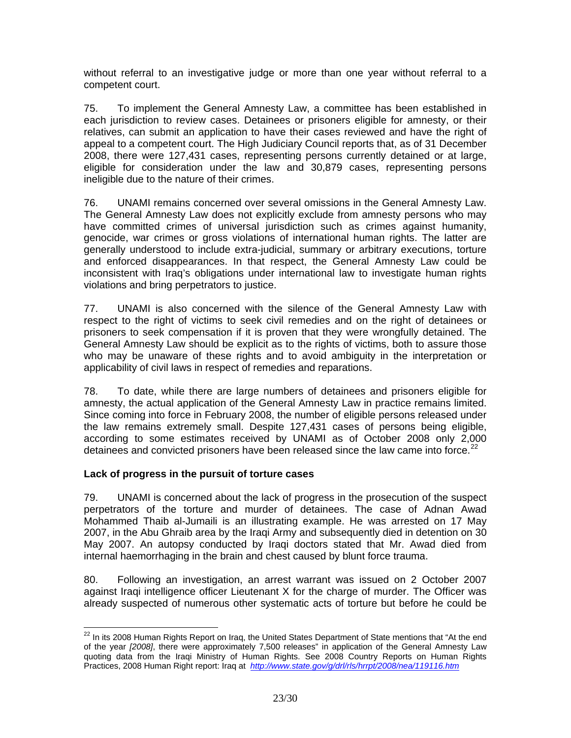without referral to an investigative judge or more than one year without referral to a competent court.

75. To implement the General Amnesty Law, a committee has been established in each jurisdiction to review cases. Detainees or prisoners eligible for amnesty, or their relatives, can submit an application to have their cases reviewed and have the right of appeal to a competent court. The High Judiciary Council reports that, as of 31 December 2008, there were 127,431 cases, representing persons currently detained or at large, eligible for consideration under the law and 30,879 cases, representing persons ineligible due to the nature of their crimes.

76. UNAMI remains concerned over several omissions in the General Amnesty Law. The General Amnesty Law does not explicitly exclude from amnesty persons who may have committed crimes of universal jurisdiction such as crimes against humanity, genocide, war crimes or gross violations of international human rights. The latter are generally understood to include extra-judicial, summary or arbitrary executions, torture and enforced disappearances. In that respect, the General Amnesty Law could be inconsistent with Iraq's obligations under international law to investigate human rights violations and bring perpetrators to justice.

77. UNAMI is also concerned with the silence of the General Amnesty Law with respect to the right of victims to seek civil remedies and on the right of detainees or prisoners to seek compensation if it is proven that they were wrongfully detained. The General Amnesty Law should be explicit as to the rights of victims, both to assure those who may be unaware of these rights and to avoid ambiguity in the interpretation or applicability of civil laws in respect of remedies and reparations.

78. To date, while there are large numbers of detainees and prisoners eligible for amnesty, the actual application of the General Amnesty Law in practice remains limited. Since coming into force in February 2008, the number of eligible persons released under the law remains extremely small. Despite 127,431 cases of persons being eligible, according to some estimates received by UNAMI as of October 2008 only 2,000 detainees and convicted prisoners have been released since the law came into force.[22]

### Lack of progress in the pursuit of torture cases

79. UNAMI is concerned about the lack of progress in the prosecution of the suspect perpetrators of the torture and murder of detainees. The case of Adnan Awad Mohammed Thaib al-Jumaili is an illustrating example. He was arrested on 17 May 2007, in the Abu Ghraib area by the Iraqi Army and subsequently died in detention on 30 May 2007. An autopsy conducted by Iraqi doctors stated that Mr. Awad died from internal haemorrhaging in the brain and chest caused by blunt force trauma.

80. Following an investigation, an arrest warrant was issued on 2 October 2007 against Iraqi intelligence officer Lieutenant X for the charge of murder. The Officer was already suspected of numerous other systematic acts of torture but before he could be

---

[22] In its 2008 Human Rights Report on Iraq, the United States Department of State mentions that "At the end of the year *[2008]*, there were approximately 7,500 releases" in application of the General Amnesty Law quoting data from the Iraqi Ministry of Human Rights. See 2008 Country Reports on Human Rights Practices, 2008 Human Right report: Iraq at *http://www.state.gov/g/drl/rls/hrrpt/2008/nea/119116.htm*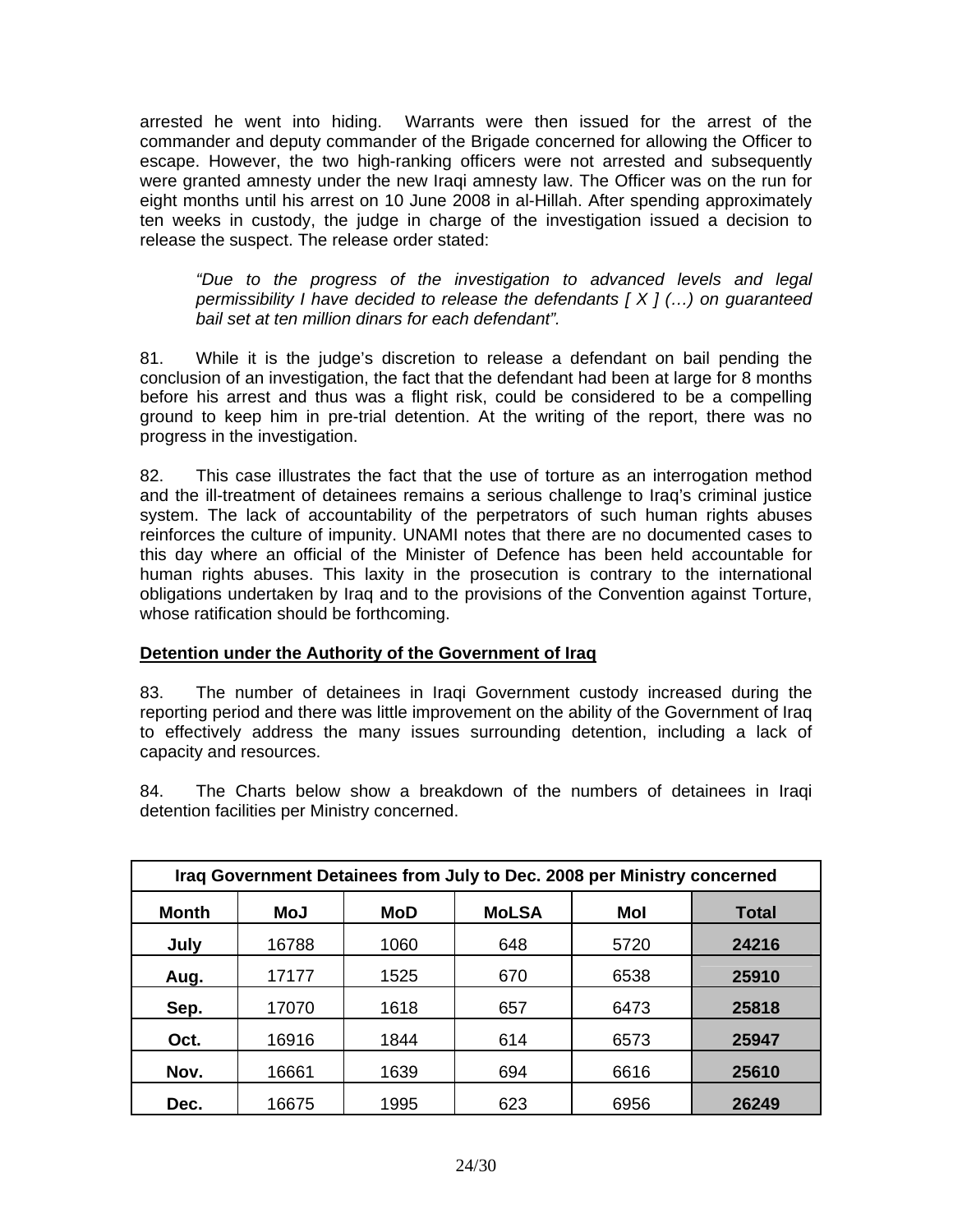arrested he went into hiding. Warrants were then issued for the arrest of the commander and deputy commander of the Brigade concerned for allowing the Officer to escape. However, the two high-ranking officers were not arrested and subsequently were granted amnesty under the new Iraqi amnesty law. The Officer was on the run for eight months until his arrest on 10 June 2008 in al-Hillah. After spending approximately ten weeks in custody, the judge in charge of the investigation issued a decision to release the suspect. The release order stated:

> *"Due to the progress of the investigation to advanced levels and legal permissibility I have decided to release the defendants [ X ] (…) on guaranteed bail set at ten million dinars for each defendant".*

81. While it is the judge's discretion to release a defendant on bail pending the conclusion of an investigation, the fact that the defendant had been at large for 8 months before his arrest and thus was a flight risk, could be considered to be a compelling ground to keep him in pre-trial detention. At the writing of the report, there was no progress in the investigation.

82. This case illustrates the fact that the use of torture as an interrogation method and the ill-treatment of detainees remains a serious challenge to Iraq's criminal justice system. The lack of accountability of the perpetrators of such human rights abuses reinforces the culture of impunity. UNAMI notes that there are no documented cases to this day where an official of the Minister of Defence has been held accountable for human rights abuses. This laxity in the prosecution is contrary to the international obligations undertaken by Iraq and to the provisions of the Convention against Torture, whose ratification should be forthcoming.

**<u>Detention under the Authority of the Government of Iraq</u>**

83. The number of detainees in Iraqi Government custody increased during the reporting period and there was little improvement on the ability of the Government of Iraq to effectively address the many issues surrounding detention, including a lack of capacity and resources.

84. The Charts below show a breakdown of the numbers of detainees in Iraqi detention facilities per Ministry concerned.

| Iraq Government Detainees from July to Dec. 2008 per Ministry concerned | | | | | |
|---|---|---|---|---|---|
| **Month** | **MoJ** | **MoD** | **MoLSA** | **MoI** | **Total** |
| **July** | 16788 | 1060 | 648 | 5720 | **24216** |
| **Aug.** | 17177 | 1525 | 670 | 6538 | **25910** |
| **Sep.** | 17070 | 1618 | 657 | 6473 | **25818** |
| **Oct.** | 16916 | 1844 | 614 | 6573 | **25947** |
| **Nov.** | 16661 | 1639 | 694 | 6616 | **25610** |
| **Dec.** | 16675 | 1995 | 623 | 6956 | **26249** |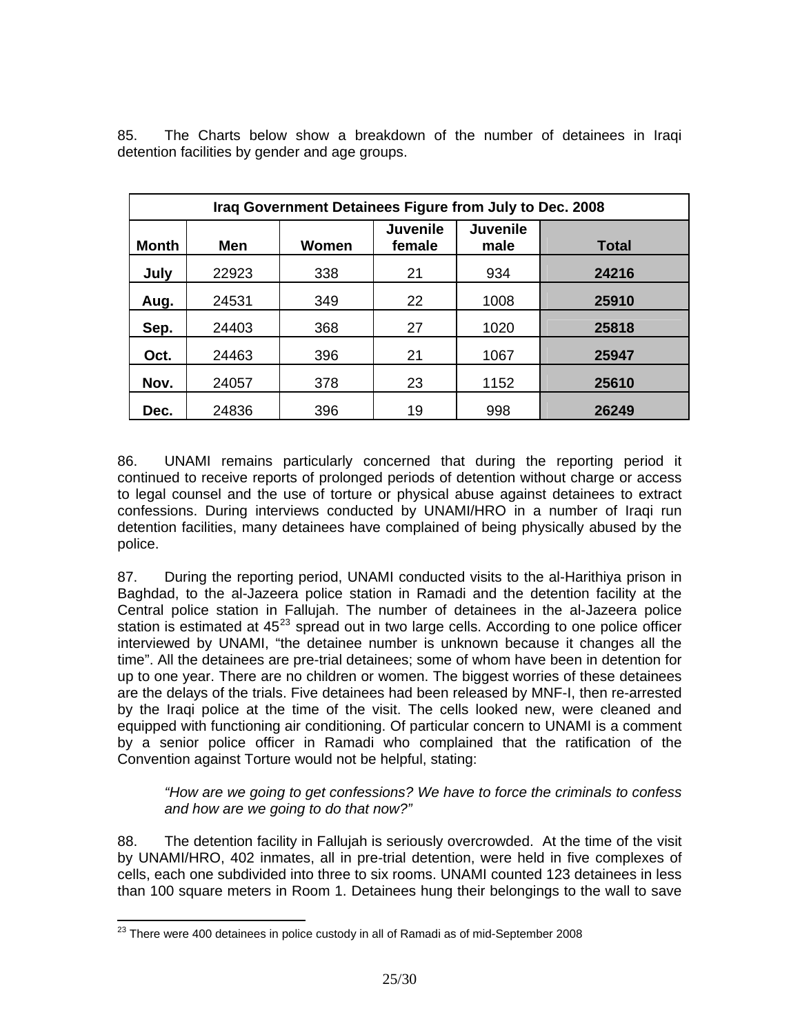85. The Charts below show a breakdown of the number of detainees in Iraqi detention facilities by gender and age groups.

| Iraq Government Detainees Figure from July to Dec. 2008 | | | | | |
|---|---|---|---|---|---|
| **Month** | **Men** | **Women** | **Juvenile female** | **Juvenile male** | **Total** |
| **July** | 22923 | 338 | 21 | 934 | **24216** |
| **Aug.** | 24531 | 349 | 22 | 1008 | **25910** |
| **Sep.** | 24403 | 368 | 27 | 1020 | **25818** |
| **Oct.** | 24463 | 396 | 21 | 1067 | **25947** |
| **Nov.** | 24057 | 378 | 23 | 1152 | **25610** |
| **Dec.** | 24836 | 396 | 19 | 998 | **26249** |

86. UNAMI remains particularly concerned that during the reporting period it continued to receive reports of prolonged periods of detention without charge or access to legal counsel and the use of torture or physical abuse against detainees to extract confessions. During interviews conducted by UNAMI/HRO in a number of Iraqi run detention facilities, many detainees have complained of being physically abused by the police.

87. During the reporting period, UNAMI conducted visits to the al-Harithiya prison in Baghdad, to the al-Jazeera police station in Ramadi and the detention facility at the Central police station in Fallujah. The number of detainees in the al-Jazeera police station is estimated at 45[23] spread out in two large cells. According to one police officer interviewed by UNAMI, "the detainee number is unknown because it changes all the time". All the detainees are pre-trial detainees; some of whom have been in detention for up to one year. There are no children or women. The biggest worries of these detainees are the delays of the trials. Five detainees had been released by MNF-I, then re-arrested by the Iraqi police at the time of the visit. The cells looked new, were cleaned and equipped with functioning air conditioning. Of particular concern to UNAMI is a comment by a senior police officer in Ramadi who complained that the ratification of the Convention against Torture would not be helpful, stating:

> *"How are we going to get confessions? We have to force the criminals to confess and how are we going to do that now?"*

88. The detention facility in Fallujah is seriously overcrowded. At the time of the visit by UNAMI/HRO, 402 inmates, all in pre-trial detention, were held in five complexes of cells, each one subdivided into three to six rooms. UNAMI counted 123 detainees in less than 100 square meters in Room 1. Detainees hung their belongings to the wall to save

[23] There were 400 detainees in police custody in all of Ramadi as of mid-September 2008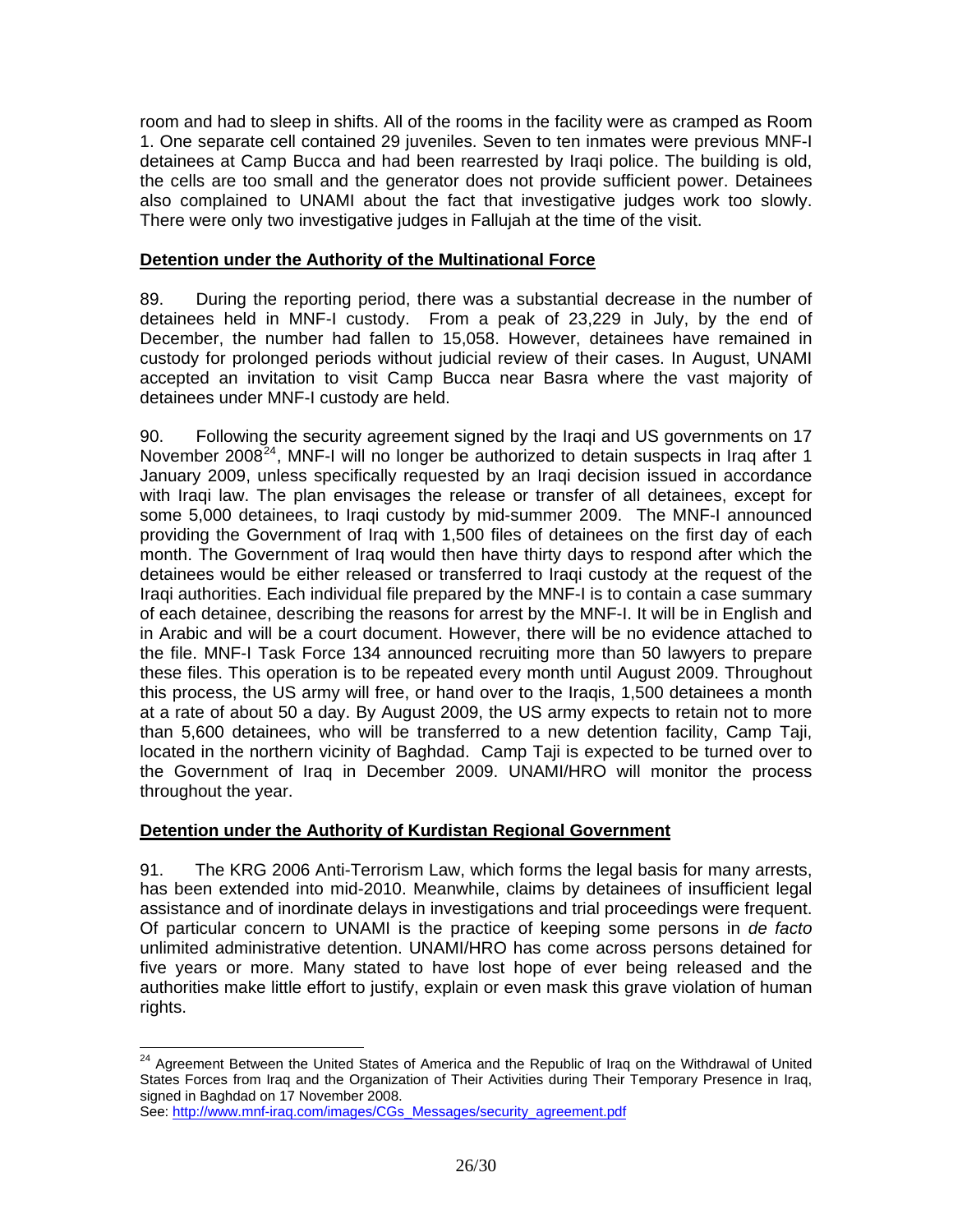room and had to sleep in shifts. All of the rooms in the facility were as cramped as Room 1. One separate cell contained 29 juveniles. Seven to ten inmates were previous MNF-I detainees at Camp Bucca and had been rearrested by Iraqi police. The building is old, the cells are too small and the generator does not provide sufficient power. Detainees also complained to UNAMI about the fact that investigative judges work too slowly. There were only two investigative judges in Fallujah at the time of the visit.

**Detention under the Authority of the Multinational Force**

89. During the reporting period, there was a substantial decrease in the number of detainees held in MNF-I custody. From a peak of 23,229 in July, by the end of December, the number had fallen to 15,058. However, detainees have remained in custody for prolonged periods without judicial review of their cases. In August, UNAMI accepted an invitation to visit Camp Bucca near Basra where the vast majority of detainees under MNF-I custody are held.

90. Following the security agreement signed by the Iraqi and US governments on 17 November 2008[24], MNF-I will no longer be authorized to detain suspects in Iraq after 1 January 2009, unless specifically requested by an Iraqi decision issued in accordance with Iraqi law. The plan envisages the release or transfer of all detainees, except for some 5,000 detainees, to Iraqi custody by mid-summer 2009. The MNF-I announced providing the Government of Iraq with 1,500 files of detainees on the first day of each month. The Government of Iraq would then have thirty days to respond after which the detainees would be either released or transferred to Iraqi custody at the request of the Iraqi authorities. Each individual file prepared by the MNF-I is to contain a case summary of each detainee, describing the reasons for arrest by the MNF-I. It will be in English and in Arabic and will be a court document. However, there will be no evidence attached to the file. MNF-I Task Force 134 announced recruiting more than 50 lawyers to prepare these files. This operation is to be repeated every month until August 2009. Throughout this process, the US army will free, or hand over to the Iraqis, 1,500 detainees a month at a rate of about 50 a day. By August 2009, the US army expects to retain not to more than 5,600 detainees, who will be transferred to a new detention facility, Camp Taji, located in the northern vicinity of Baghdad. Camp Taji is expected to be turned over to the Government of Iraq in December 2009. UNAMI/HRO will monitor the process throughout the year.

**Detention under the Authority of Kurdistan Regional Government**

91. The KRG 2006 Anti-Terrorism Law, which forms the legal basis for many arrests, has been extended into mid-2010. Meanwhile, claims by detainees of insufficient legal assistance and of inordinate delays in investigations and trial proceedings were frequent. Of particular concern to UNAMI is the practice of keeping some persons in *de facto* unlimited administrative detention. UNAMI/HRO has come across persons detained for five years or more. Many stated to have lost hope of ever being released and the authorities make little effort to justify, explain or even mask this grave violation of human rights.

---

[24] Agreement Between the United States of America and the Republic of Iraq on the Withdrawal of United States Forces from Iraq and the Organization of Their Activities during Their Temporary Presence in Iraq, signed in Baghdad on 17 November 2008.
See: http://www.mnf-iraq.com/images/CGs_Messages/security_agreement.pdf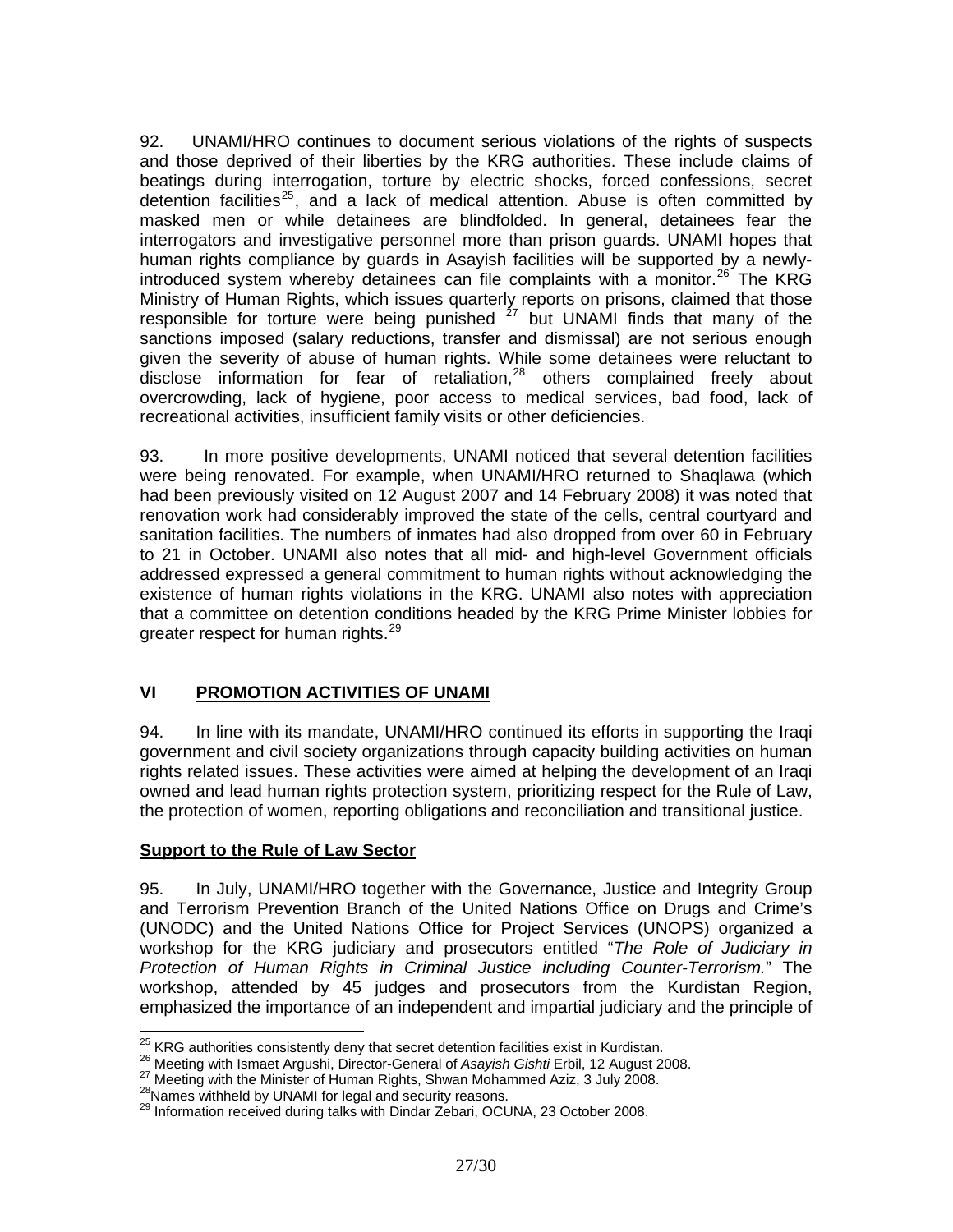92. UNAMI/HRO continues to document serious violations of the rights of suspects and those deprived of their liberties by the KRG authorities. These include claims of beatings during interrogation, torture by electric shocks, forced confessions, secret detention facilities[25], and a lack of medical attention. Abuse is often committed by masked men or while detainees are blindfolded. In general, detainees fear the interrogators and investigative personnel more than prison guards. UNAMI hopes that human rights compliance by guards in Asayish facilities will be supported by a newly-introduced system whereby detainees can file complaints with a monitor.[26] The KRG Ministry of Human Rights, which issues quarterly reports on prisons, claimed that those responsible for torture were being punished [27] but UNAMI finds that many of the sanctions imposed (salary reductions, transfer and dismissal) are not serious enough given the severity of abuse of human rights. While some detainees were reluctant to disclose information for fear of retaliation,[28] others complained freely about overcrowding, lack of hygiene, poor access to medical services, bad food, lack of recreational activities, insufficient family visits or other deficiencies.

93. In more positive developments, UNAMI noticed that several detention facilities were being renovated. For example, when UNAMI/HRO returned to Shaqlawa (which had been previously visited on 12 August 2007 and 14 February 2008) it was noted that renovation work had considerably improved the state of the cells, central courtyard and sanitation facilities. The numbers of inmates had also dropped from over 60 in February to 21 in October. UNAMI also notes that all mid- and high-level Government officials addressed expressed a general commitment to human rights without acknowledging the existence of human rights violations in the KRG. UNAMI also notes with appreciation that a committee on detention conditions headed by the KRG Prime Minister lobbies for greater respect for human rights.[29]

## VI PROMOTION ACTIVITIES OF UNAMI

94. In line with its mandate, UNAMI/HRO continued its efforts in supporting the Iraqi government and civil society organizations through capacity building activities on human rights related issues. These activities were aimed at helping the development of an Iraqi owned and lead human rights protection system, prioritizing respect for the Rule of Law, the protection of women, reporting obligations and reconciliation and transitional justice.

### Support to the Rule of Law Sector

95. In July, UNAMI/HRO together with the Governance, Justice and Integrity Group and Terrorism Prevention Branch of the United Nations Office on Drugs and Crime's (UNODC) and the United Nations Office for Project Services (UNOPS) organized a workshop for the KRG judiciary and prosecutors entitled "*The Role of Judiciary in Protection of Human Rights in Criminal Justice including Counter-Terrorism.*" The workshop, attended by 45 judges and prosecutors from the Kurdistan Region, emphasized the importance of an independent and impartial judiciary and the principle of

---

[25] KRG authorities consistently deny that secret detention facilities exist in Kurdistan.
[26] Meeting with Ismaet Argushi, Director-General of *Asayish Gishti* Erbil, 12 August 2008.
[27] Meeting with the Minister of Human Rights, Shwan Mohammed Aziz, 3 July 2008.
[28] Names withheld by UNAMI for legal and security reasons.
[29] Information received during talks with Dindar Zebari, OCUNA, 23 October 2008.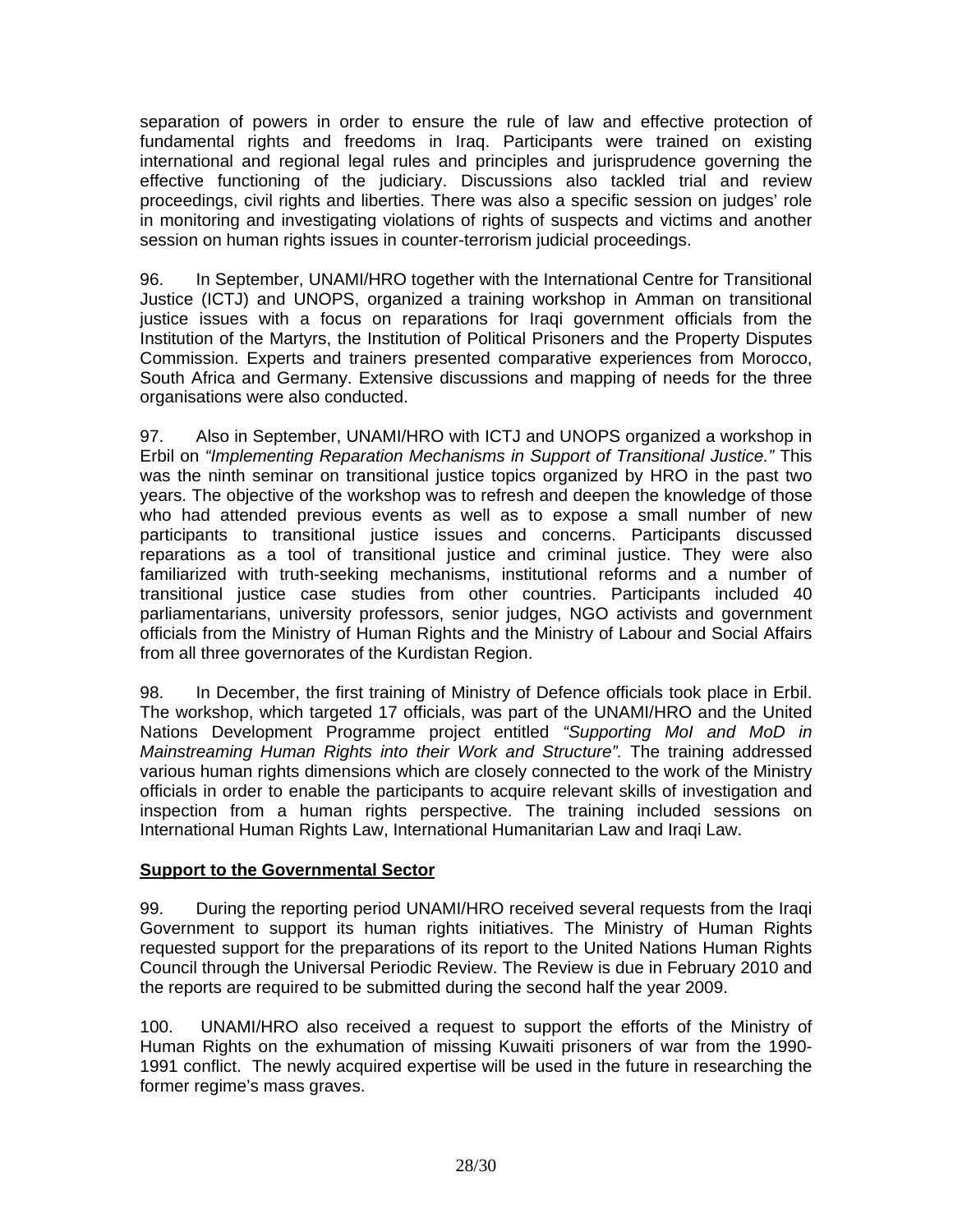separation of powers in order to ensure the rule of law and effective protection of fundamental rights and freedoms in Iraq. Participants were trained on existing international and regional legal rules and principles and jurisprudence governing the effective functioning of the judiciary. Discussions also tackled trial and review proceedings, civil rights and liberties. There was also a specific session on judges' role in monitoring and investigating violations of rights of suspects and victims and another session on human rights issues in counter-terrorism judicial proceedings.

96. In September, UNAMI/HRO together with the International Centre for Transitional Justice (ICTJ) and UNOPS, organized a training workshop in Amman on transitional justice issues with a focus on reparations for Iraqi government officials from the Institution of the Martyrs, the Institution of Political Prisoners and the Property Disputes Commission. Experts and trainers presented comparative experiences from Morocco, South Africa and Germany. Extensive discussions and mapping of needs for the three organisations were also conducted.

97. Also in September, UNAMI/HRO with ICTJ and UNOPS organized a workshop in Erbil on *"Implementing Reparation Mechanisms in Support of Transitional Justice."* This was the ninth seminar on transitional justice topics organized by HRO in the past two years. The objective of the workshop was to refresh and deepen the knowledge of those who had attended previous events as well as to expose a small number of new participants to transitional justice issues and concerns. Participants discussed reparations as a tool of transitional justice and criminal justice. They were also familiarized with truth-seeking mechanisms, institutional reforms and a number of transitional justice case studies from other countries. Participants included 40 parliamentarians, university professors, senior judges, NGO activists and government officials from the Ministry of Human Rights and the Ministry of Labour and Social Affairs from all three governorates of the Kurdistan Region.

98. In December, the first training of Ministry of Defence officials took place in Erbil. The workshop, which targeted 17 officials, was part of the UNAMI/HRO and the United Nations Development Programme project entitled *"Supporting MoI and MoD in Mainstreaming Human Rights into their Work and Structure".* The training addressed various human rights dimensions which are closely connected to the work of the Ministry officials in order to enable the participants to acquire relevant skills of investigation and inspection from a human rights perspective. The training included sessions on International Human Rights Law, International Humanitarian Law and Iraqi Law.

**Support to the Governmental Sector**

99. During the reporting period UNAMI/HRO received several requests from the Iraqi Government to support its human rights initiatives. The Ministry of Human Rights requested support for the preparations of its report to the United Nations Human Rights Council through the Universal Periodic Review. The Review is due in February 2010 and the reports are required to be submitted during the second half the year 2009.

100. UNAMI/HRO also received a request to support the efforts of the Ministry of Human Rights on the exhumation of missing Kuwaiti prisoners of war from the 1990-1991 conflict. The newly acquired expertise will be used in the future in researching the former regime's mass graves.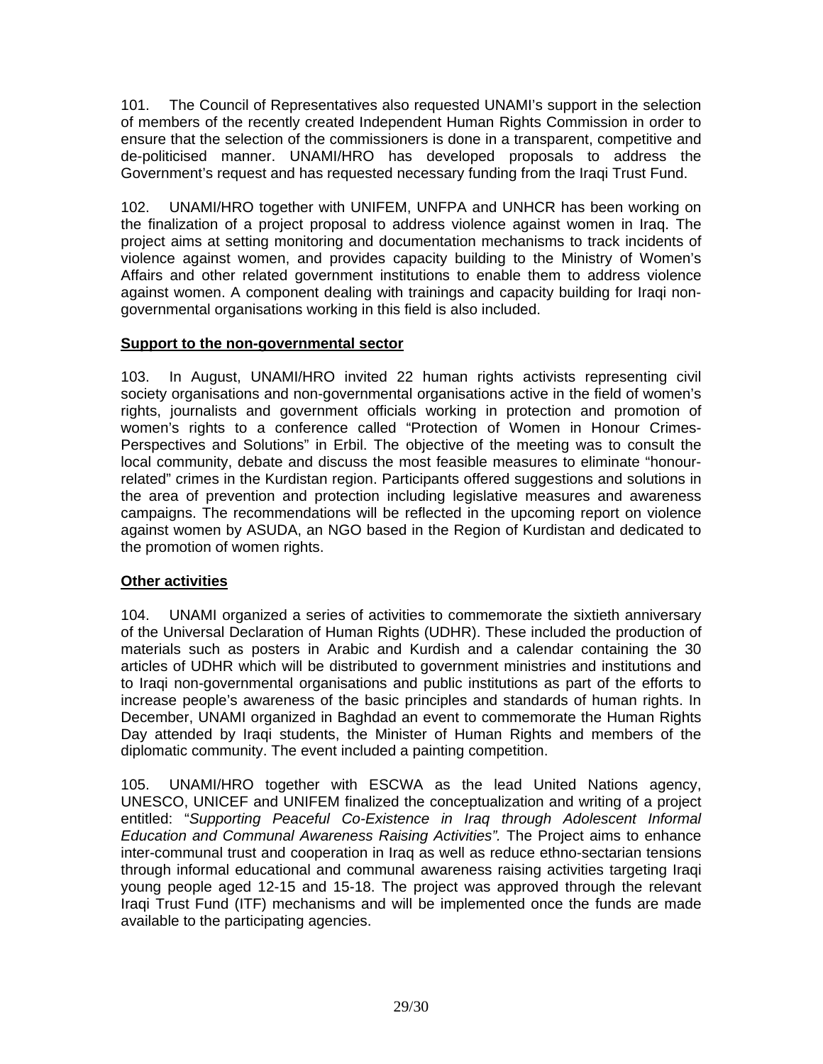101. The Council of Representatives also requested UNAMI's support in the selection of members of the recently created Independent Human Rights Commission in order to ensure that the selection of the commissioners is done in a transparent, competitive and de-politicised manner. UNAMI/HRO has developed proposals to address the Government's request and has requested necessary funding from the Iraqi Trust Fund.

102. UNAMI/HRO together with UNIFEM, UNFPA and UNHCR has been working on the finalization of a project proposal to address violence against women in Iraq. The project aims at setting monitoring and documentation mechanisms to track incidents of violence against women, and provides capacity building to the Ministry of Women's Affairs and other related government institutions to enable them to address violence against women. A component dealing with trainings and capacity building for Iraqi non-governmental organisations working in this field is also included.

**Support to the non-governmental sector**

103. In August, UNAMI/HRO invited 22 human rights activists representing civil society organisations and non-governmental organisations active in the field of women's rights, journalists and government officials working in protection and promotion of women's rights to a conference called "Protection of Women in Honour Crimes-Perspectives and Solutions" in Erbil. The objective of the meeting was to consult the local community, debate and discuss the most feasible measures to eliminate "honour-related" crimes in the Kurdistan region. Participants offered suggestions and solutions in the area of prevention and protection including legislative measures and awareness campaigns. The recommendations will be reflected in the upcoming report on violence against women by ASUDA, an NGO based in the Region of Kurdistan and dedicated to the promotion of women rights.

**Other activities**

104. UNAMI organized a series of activities to commemorate the sixtieth anniversary of the Universal Declaration of Human Rights (UDHR). These included the production of materials such as posters in Arabic and Kurdish and a calendar containing the 30 articles of UDHR which will be distributed to government ministries and institutions and to Iraqi non-governmental organisations and public institutions as part of the efforts to increase people's awareness of the basic principles and standards of human rights. In December, UNAMI organized in Baghdad an event to commemorate the Human Rights Day attended by Iraqi students, the Minister of Human Rights and members of the diplomatic community. The event included a painting competition.

105. UNAMI/HRO together with ESCWA as the lead United Nations agency, UNESCO, UNICEF and UNIFEM finalized the conceptualization and writing of a project entitled: "*Supporting Peaceful Co-Existence in Iraq through Adolescent Informal Education and Communal Awareness Raising Activities".* The Project aims to enhance inter-communal trust and cooperation in Iraq as well as reduce ethno-sectarian tensions through informal educational and communal awareness raising activities targeting Iraqi young people aged 12-15 and 15-18. The project was approved through the relevant Iraqi Trust Fund (ITF) mechanisms and will be implemented once the funds are made available to the participating agencies.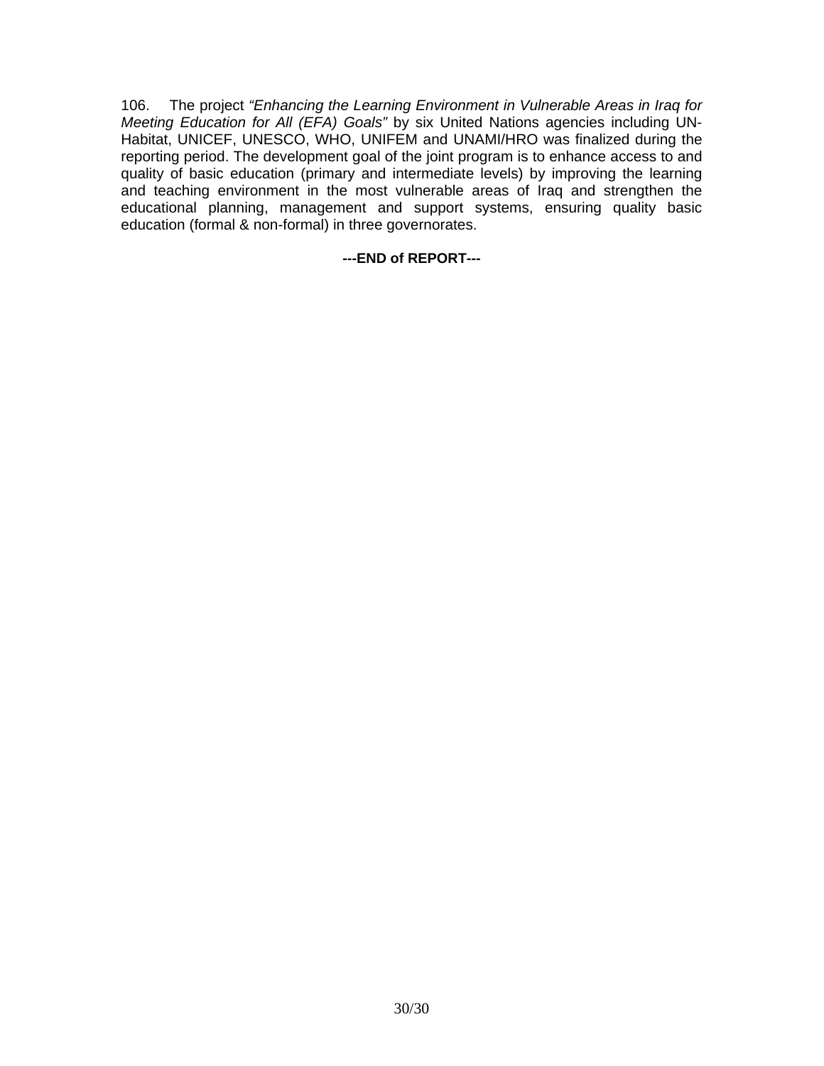106. The project *"Enhancing the Learning Environment in Vulnerable Areas in Iraq for Meeting Education for All (EFA) Goals"* by six United Nations agencies including UN-Habitat, UNICEF, UNESCO, WHO, UNIFEM and UNAMI/HRO was finalized during the reporting period. The development goal of the joint program is to enhance access to and quality of basic education (primary and intermediate levels) by improving the learning and teaching environment in the most vulnerable areas of Iraq and strengthen the educational planning, management and support systems, ensuring quality basic education (formal & non-formal) in three governorates.

**---END of REPORT---**